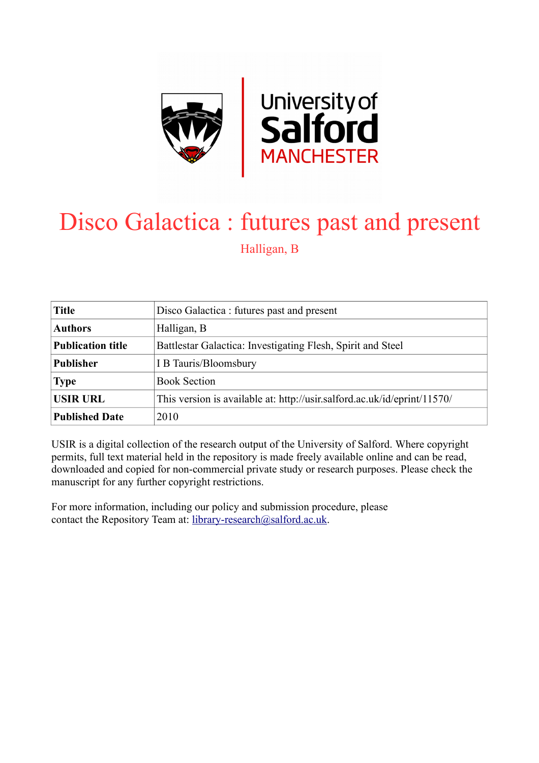# Disco Galactica : futures past and present

Halligan, B

| Title | Disco Galactica : futures past and present |
|---|---|
| Authors | Halligan, B |
| Publication title | Battlestar Galactica: Investigating Flesh, Spirit and Steel |
| Publisher | I B Tauris/Bloomsbury |
| Type | Book Section |
| USIR URL | This version is available at: http://usir.salford.ac.uk/id/eprint/11570/ |
| Published Date | 2010 |

USIR is a digital collection of the research output of the University of Salford. Where copyright permits, full text material held in the repository is made freely available online and can be read, downloaded and copied for non-commercial private study or research purposes. Please check the manuscript for any further copyright restrictions.

For more information, including our policy and submission procedure, please contact the Repository Team at: library-research@salford.ac.uk.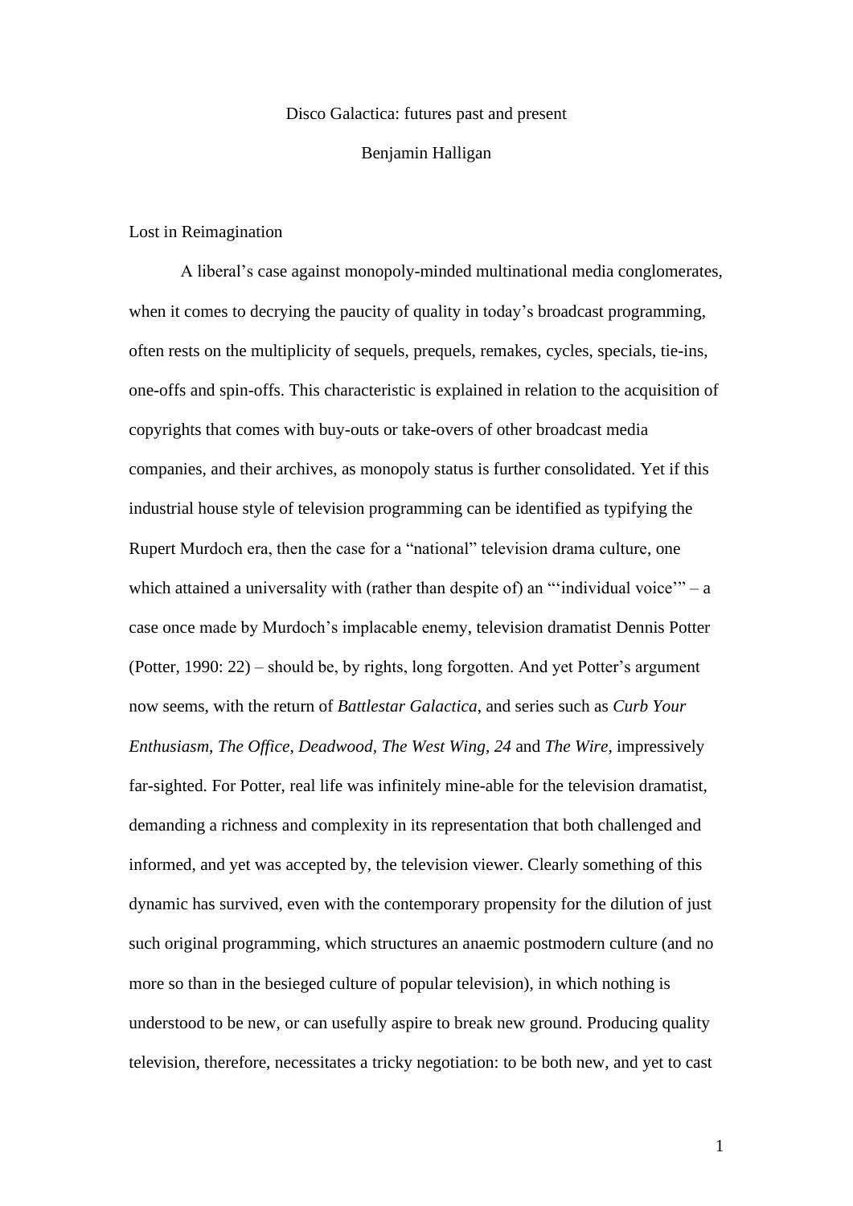Disco Galactica: futures past and present

Benjamin Halligan

## Lost in Reimagination

A liberal's case against monopoly-minded multinational media conglomerates, when it comes to decrying the paucity of quality in today's broadcast programming, often rests on the multiplicity of sequels, prequels, remakes, cycles, specials, tie-ins, one-offs and spin-offs. This characteristic is explained in relation to the acquisition of copyrights that comes with buy-outs or take-overs of other broadcast media companies, and their archives, as monopoly status is further consolidated. Yet if this industrial house style of television programming can be identified as typifying the Rupert Murdoch era, then the case for a "national" television drama culture, one which attained a universality with (rather than despite of) an "'individual voice'" – a case once made by Murdoch's implacable enemy, television dramatist Dennis Potter (Potter, 1990: 22) – should be, by rights, long forgotten. And yet Potter's argument now seems, with the return of *Battlestar Galactica*, and series such as *Curb Your Enthusiasm*, *The Office*, *Deadwood*, *The West Wing*, *24* and *The Wire*, impressively far-sighted. For Potter, real life was infinitely mine-able for the television dramatist, demanding a richness and complexity in its representation that both challenged and informed, and yet was accepted by, the television viewer. Clearly something of this dynamic has survived, even with the contemporary propensity for the dilution of just such original programming, which structures an anaemic postmodern culture (and no more so than in the besieged culture of popular television), in which nothing is understood to be new, or can usefully aspire to break new ground. Producing quality television, therefore, necessitates a tricky negotiation: to be both new, and yet to cast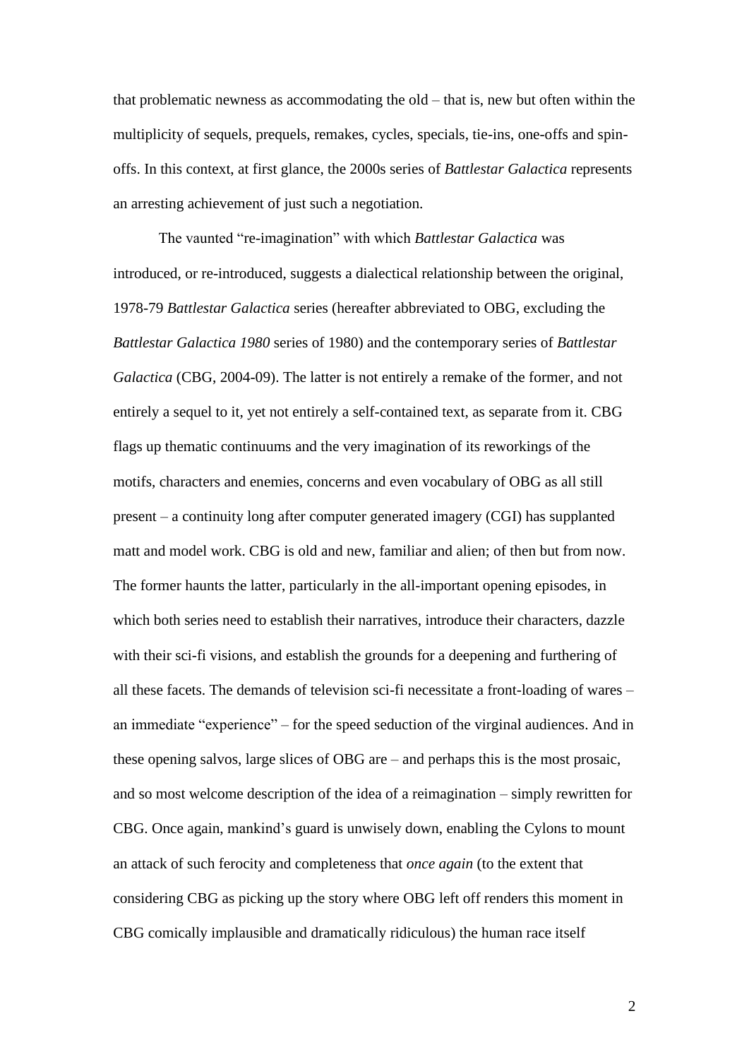that problematic newness as accommodating the old – that is, new but often within the multiplicity of sequels, prequels, remakes, cycles, specials, tie-ins, one-offs and spin-offs. In this context, at first glance, the 2000s series of *Battlestar Galactica* represents an arresting achievement of just such a negotiation.

The vaunted "re-imagination" with which *Battlestar Galactica* was introduced, or re-introduced, suggests a dialectical relationship between the original, 1978-79 *Battlestar Galactica* series (hereafter abbreviated to OBG, excluding the *Battlestar Galactica 1980* series of 1980) and the contemporary series of *Battlestar Galactica* (CBG, 2004-09). The latter is not entirely a remake of the former, and not entirely a sequel to it, yet not entirely a self-contained text, as separate from it. CBG flags up thematic continuums and the very imagination of its reworkings of the motifs, characters and enemies, concerns and even vocabulary of OBG as all still present – a continuity long after computer generated imagery (CGI) has supplanted matt and model work. CBG is old and new, familiar and alien; of then but from now. The former haunts the latter, particularly in the all-important opening episodes, in which both series need to establish their narratives, introduce their characters, dazzle with their sci-fi visions, and establish the grounds for a deepening and furthering of all these facets. The demands of television sci-fi necessitate a front-loading of wares – an immediate "experience" – for the speed seduction of the virginal audiences. And in these opening salvos, large slices of OBG are – and perhaps this is the most prosaic, and so most welcome description of the idea of a reimagination – simply rewritten for CBG. Once again, mankind's guard is unwisely down, enabling the Cylons to mount an attack of such ferocity and completeness that *once again* (to the extent that considering CBG as picking up the story where OBG left off renders this moment in CBG comically implausible and dramatically ridiculous) the human race itself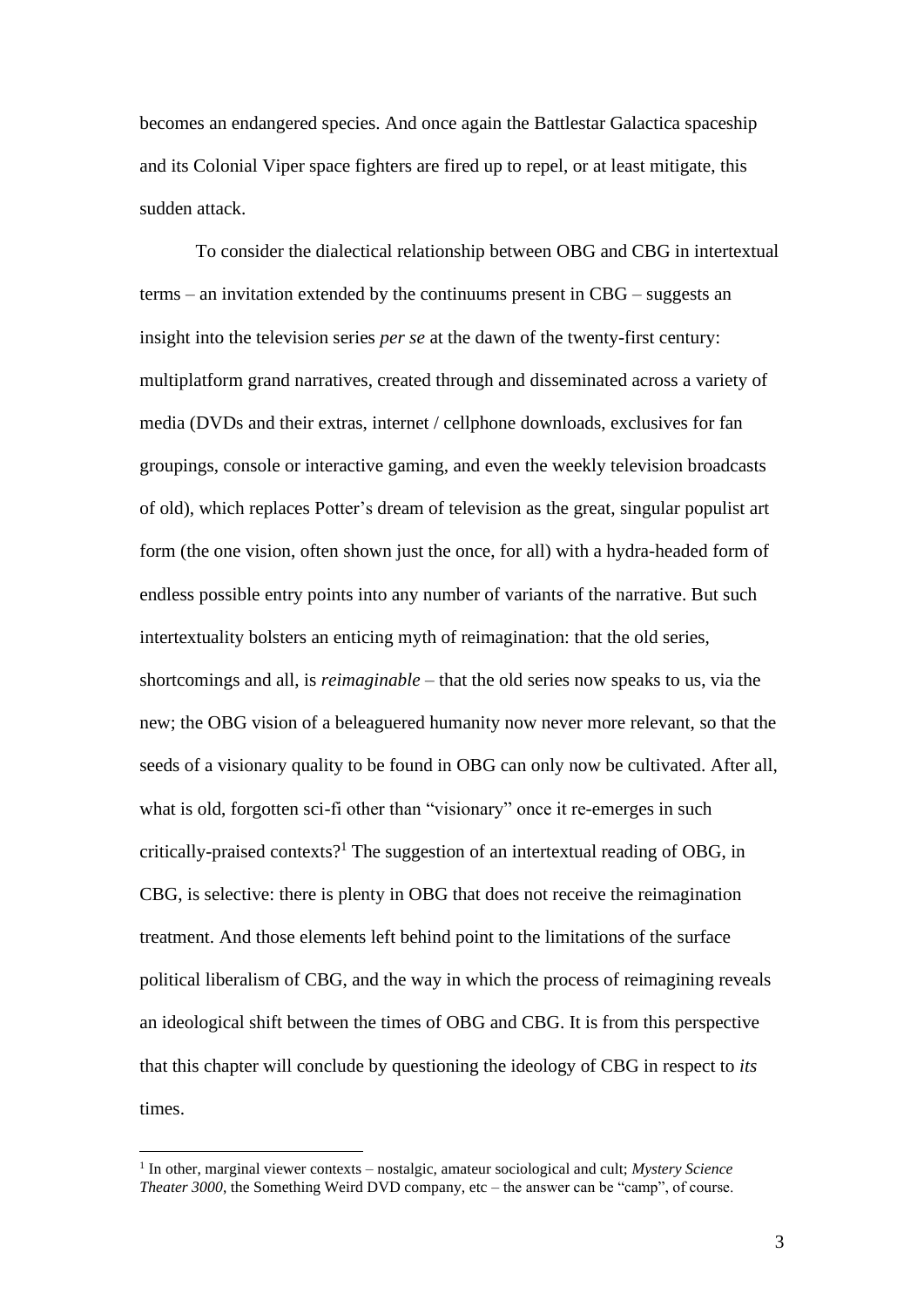becomes an endangered species. And once again the Battlestar Galactica spaceship and its Colonial Viper space fighters are fired up to repel, or at least mitigate, this sudden attack.

To consider the dialectical relationship between OBG and CBG in intertextual terms – an invitation extended by the continuums present in CBG – suggests an insight into the television series *per se* at the dawn of the twenty-first century: multiplatform grand narratives, created through and disseminated across a variety of media (DVDs and their extras, internet / cellphone downloads, exclusives for fan groupings, console or interactive gaming, and even the weekly television broadcasts of old), which replaces Potter's dream of television as the great, singular populist art form (the one vision, often shown just the once, for all) with a hydra-headed form of endless possible entry points into any number of variants of the narrative. But such intertextuality bolsters an enticing myth of reimagination: that the old series, shortcomings and all, is *reimaginable* – that the old series now speaks to us, via the new; the OBG vision of a beleaguered humanity now never more relevant, so that the seeds of a visionary quality to be found in OBG can only now be cultivated. After all, what is old, forgotten sci-fi other than "visionary" once it re-emerges in such critically-praised contexts?[1] The suggestion of an intertextual reading of OBG, in CBG, is selective: there is plenty in OBG that does not receive the reimagination treatment. And those elements left behind point to the limitations of the surface political liberalism of CBG, and the way in which the process of reimagining reveals an ideological shift between the times of OBG and CBG. It is from this perspective that this chapter will conclude by questioning the ideology of CBG in respect to *its* times.

[1] In other, marginal viewer contexts – nostalgic, amateur sociological and cult; *Mystery Science Theater 3000*, the Something Weird DVD company, etc – the answer can be "camp", of course.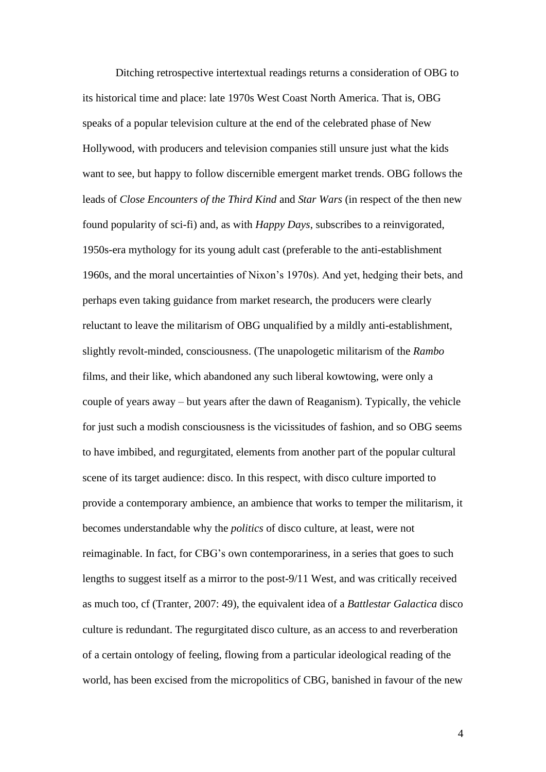Ditching retrospective intertextual readings returns a consideration of OBG to its historical time and place: late 1970s West Coast North America. That is, OBG speaks of a popular television culture at the end of the celebrated phase of New Hollywood, with producers and television companies still unsure just what the kids want to see, but happy to follow discernible emergent market trends. OBG follows the leads of *Close Encounters of the Third Kind* and *Star Wars* (in respect of the then new found popularity of sci-fi) and, as with *Happy Days*, subscribes to a reinvigorated, 1950s-era mythology for its young adult cast (preferable to the anti-establishment 1960s, and the moral uncertainties of Nixon's 1970s). And yet, hedging their bets, and perhaps even taking guidance from market research, the producers were clearly reluctant to leave the militarism of OBG unqualified by a mildly anti-establishment, slightly revolt-minded, consciousness. (The unapologetic militarism of the *Rambo* films, and their like, which abandoned any such liberal kowtowing, were only a couple of years away – but years after the dawn of Reaganism). Typically, the vehicle for just such a modish consciousness is the vicissitudes of fashion, and so OBG seems to have imbibed, and regurgitated, elements from another part of the popular cultural scene of its target audience: disco. In this respect, with disco culture imported to provide a contemporary ambience, an ambience that works to temper the militarism, it becomes understandable why the *politics* of disco culture, at least, were not reimaginable. In fact, for CBG's own contemporariness, in a series that goes to such lengths to suggest itself as a mirror to the post-9/11 West, and was critically received as much too, cf (Tranter, 2007: 49), the equivalent idea of a *Battlestar Galactica* disco culture is redundant. The regurgitated disco culture, as an access to and reverberation of a certain ontology of feeling, flowing from a particular ideological reading of the world, has been excised from the micropolitics of CBG, banished in favour of the new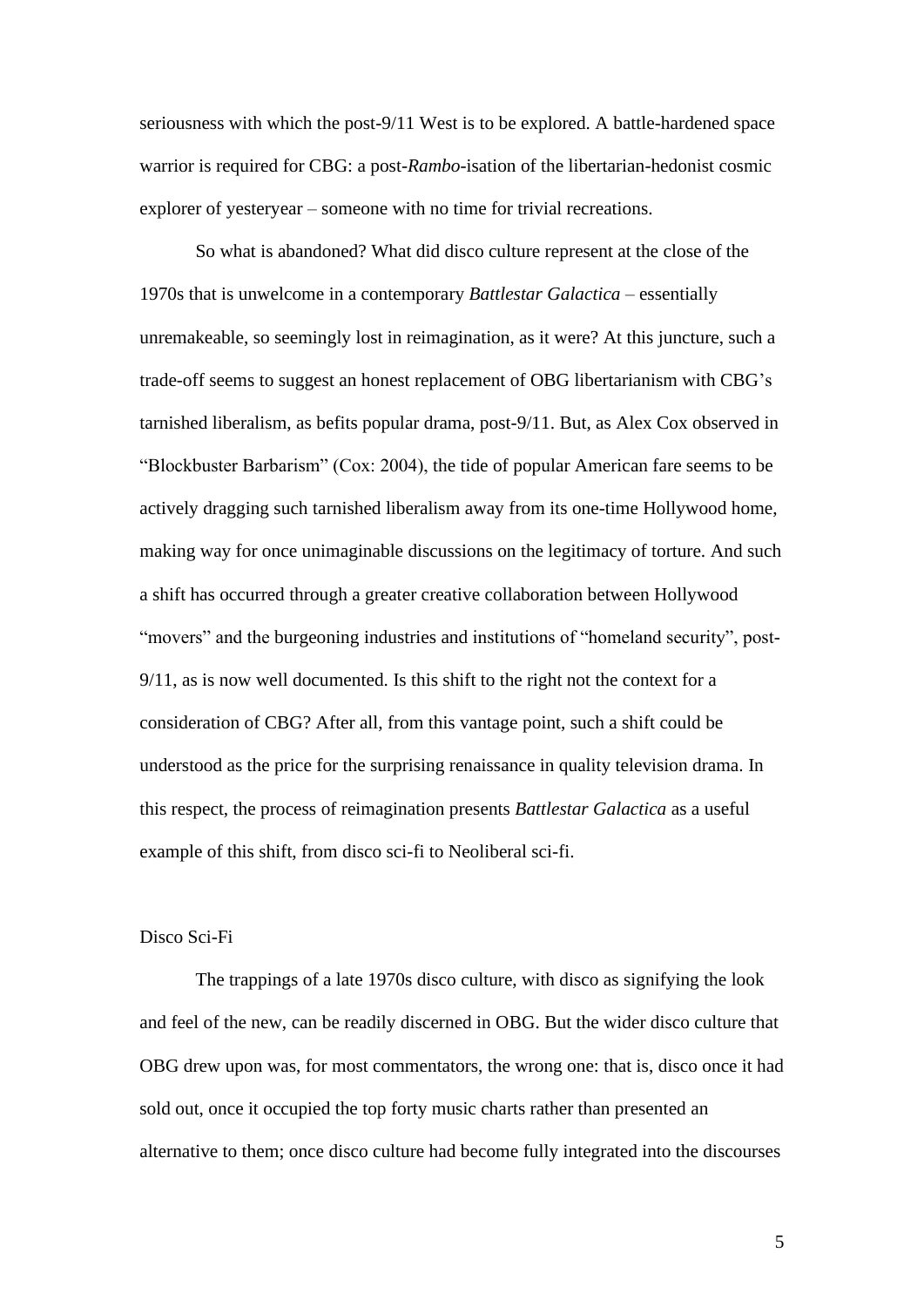seriousness with which the post-9/11 West is to be explored. A battle-hardened space warrior is required for CBG: a post-*Rambo*-isation of the libertarian-hedonist cosmic explorer of yesteryear – someone with no time for trivial recreations.

So what is abandoned? What did disco culture represent at the close of the 1970s that is unwelcome in a contemporary *Battlestar Galactica* – essentially unremakeable, so seemingly lost in reimagination, as it were? At this juncture, such a trade-off seems to suggest an honest replacement of OBG libertarianism with CBG's tarnished liberalism, as befits popular drama, post-9/11. But, as Alex Cox observed in "Blockbuster Barbarism" (Cox: 2004), the tide of popular American fare seems to be actively dragging such tarnished liberalism away from its one-time Hollywood home, making way for once unimaginable discussions on the legitimacy of torture. And such a shift has occurred through a greater creative collaboration between Hollywood "movers" and the burgeoning industries and institutions of "homeland security", post-9/11, as is now well documented. Is this shift to the right not the context for a consideration of CBG? After all, from this vantage point, such a shift could be understood as the price for the surprising renaissance in quality television drama. In this respect, the process of reimagination presents *Battlestar Galactica* as a useful example of this shift, from disco sci-fi to Neoliberal sci-fi.

## Disco Sci-Fi

The trappings of a late 1970s disco culture, with disco as signifying the look and feel of the new, can be readily discerned in OBG. But the wider disco culture that OBG drew upon was, for most commentators, the wrong one: that is, disco once it had sold out, once it occupied the top forty music charts rather than presented an alternative to them; once disco culture had become fully integrated into the discourses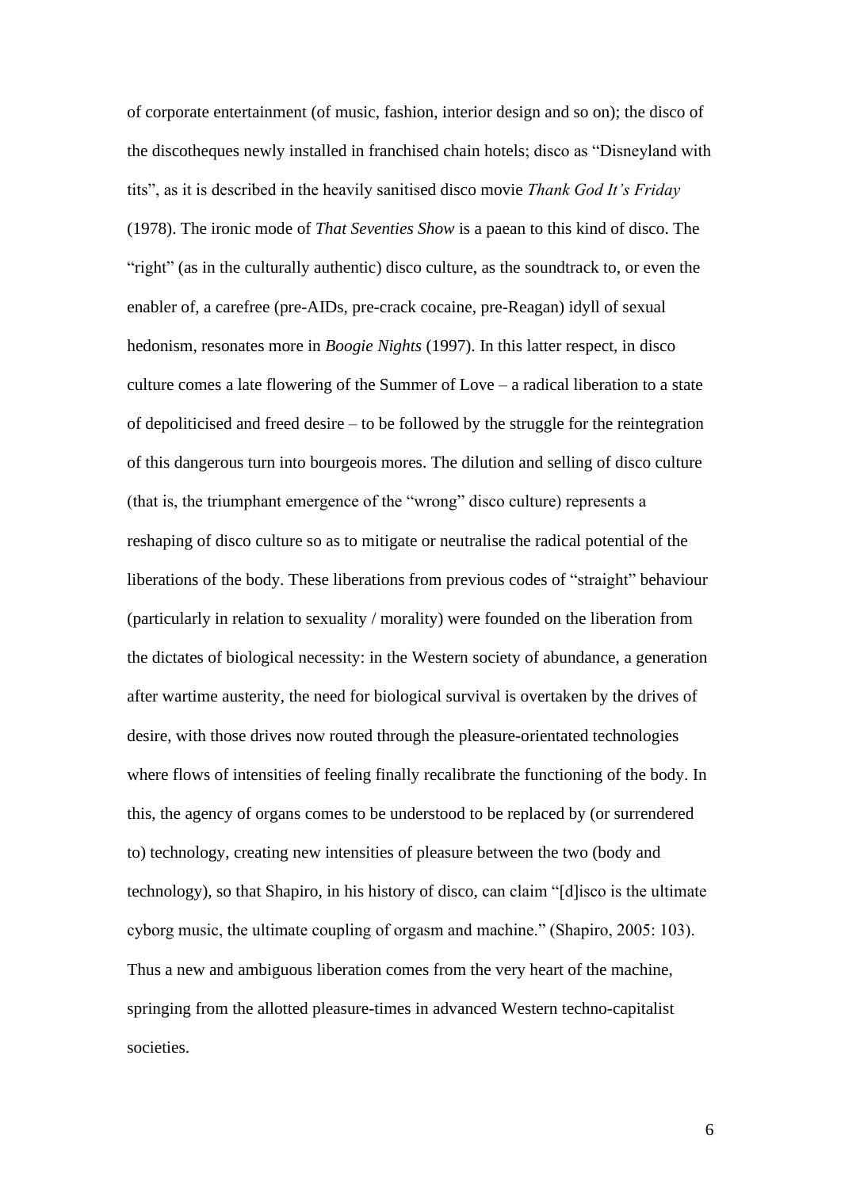of corporate entertainment (of music, fashion, interior design and so on); the disco of the discotheques newly installed in franchised chain hotels; disco as "Disneyland with tits", as it is described in the heavily sanitised disco movie *Thank God It's Friday* (1978). The ironic mode of *That Seventies Show* is a paean to this kind of disco. The "right" (as in the culturally authentic) disco culture, as the soundtrack to, or even the enabler of, a carefree (pre-AIDs, pre-crack cocaine, pre-Reagan) idyll of sexual hedonism, resonates more in *Boogie Nights* (1997). In this latter respect, in disco culture comes a late flowering of the Summer of Love – a radical liberation to a state of depoliticised and freed desire – to be followed by the struggle for the reintegration of this dangerous turn into bourgeois mores. The dilution and selling of disco culture (that is, the triumphant emergence of the "wrong" disco culture) represents a reshaping of disco culture so as to mitigate or neutralise the radical potential of the liberations of the body. These liberations from previous codes of "straight" behaviour (particularly in relation to sexuality / morality) were founded on the liberation from the dictates of biological necessity: in the Western society of abundance, a generation after wartime austerity, the need for biological survival is overtaken by the drives of desire, with those drives now routed through the pleasure-orientated technologies where flows of intensities of feeling finally recalibrate the functioning of the body. In this, the agency of organs comes to be understood to be replaced by (or surrendered to) technology, creating new intensities of pleasure between the two (body and technology), so that Shapiro, in his history of disco, can claim "[d]isco is the ultimate cyborg music, the ultimate coupling of orgasm and machine." (Shapiro, 2005: 103). Thus a new and ambiguous liberation comes from the very heart of the machine, springing from the allotted pleasure-times in advanced Western techno-capitalist societies.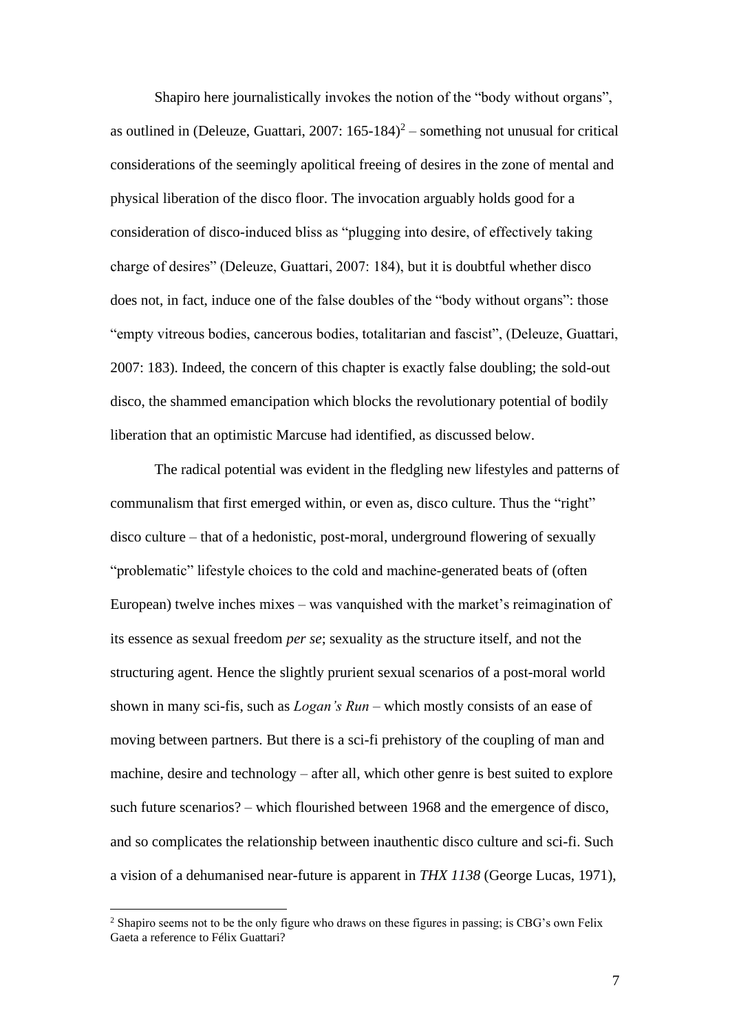Shapiro here journalistically invokes the notion of the "body without organs", as outlined in (Deleuze, Guattari, 2007: 165-184)[2] – something not unusual for critical considerations of the seemingly apolitical freeing of desires in the zone of mental and physical liberation of the disco floor. The invocation arguably holds good for a consideration of disco-induced bliss as "plugging into desire, of effectively taking charge of desires" (Deleuze, Guattari, 2007: 184), but it is doubtful whether disco does not, in fact, induce one of the false doubles of the "body without organs": those "empty vitreous bodies, cancerous bodies, totalitarian and fascist", (Deleuze, Guattari, 2007: 183). Indeed, the concern of this chapter is exactly false doubling; the sold-out disco, the shammed emancipation which blocks the revolutionary potential of bodily liberation that an optimistic Marcuse had identified, as discussed below.

The radical potential was evident in the fledgling new lifestyles and patterns of communalism that first emerged within, or even as, disco culture. Thus the "right" disco culture – that of a hedonistic, post-moral, underground flowering of sexually "problematic" lifestyle choices to the cold and machine-generated beats of (often European) twelve inches mixes – was vanquished with the market's reimagination of its essence as sexual freedom *per se*; sexuality as the structure itself, and not the structuring agent. Hence the slightly prurient sexual scenarios of a post-moral world shown in many sci-fis, such as *Logan's Run* – which mostly consists of an ease of moving between partners. But there is a sci-fi prehistory of the coupling of man and machine, desire and technology – after all, which other genre is best suited to explore such future scenarios? – which flourished between 1968 and the emergence of disco, and so complicates the relationship between inauthentic disco culture and sci-fi. Such a vision of a dehumanised near-future is apparent in *THX 1138* (George Lucas, 1971),

[2] Shapiro seems not to be the only figure who draws on these figures in passing; is CBG's own Felix Gaeta a reference to Félix Guattari?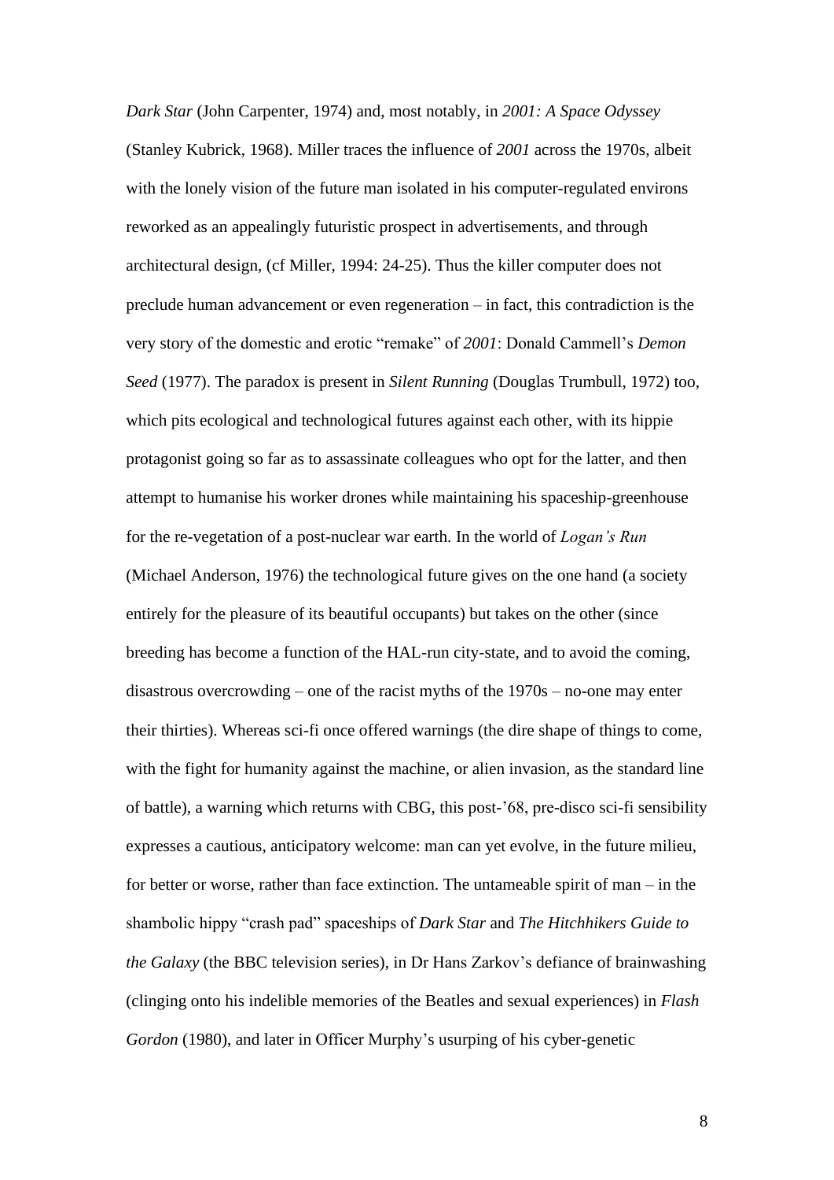*Dark Star* (John Carpenter, 1974) and, most notably, in *2001: A Space Odyssey* (Stanley Kubrick, 1968). Miller traces the influence of *2001* across the 1970s, albeit with the lonely vision of the future man isolated in his computer-regulated environs reworked as an appealingly futuristic prospect in advertisements, and through architectural design, (cf Miller, 1994: 24-25). Thus the killer computer does not preclude human advancement or even regeneration – in fact, this contradiction is the very story of the domestic and erotic "remake" of *2001*: Donald Cammell's *Demon Seed* (1977). The paradox is present in *Silent Running* (Douglas Trumbull, 1972) too, which pits ecological and technological futures against each other, with its hippie protagonist going so far as to assassinate colleagues who opt for the latter, and then attempt to humanise his worker drones while maintaining his spaceship-greenhouse for the re-vegetation of a post-nuclear war earth. In the world of *Logan's Run* (Michael Anderson, 1976) the technological future gives on the one hand (a society entirely for the pleasure of its beautiful occupants) but takes on the other (since breeding has become a function of the HAL-run city-state, and to avoid the coming, disastrous overcrowding – one of the racist myths of the 1970s – no-one may enter their thirties). Whereas sci-fi once offered warnings (the dire shape of things to come, with the fight for humanity against the machine, or alien invasion, as the standard line of battle), a warning which returns with CBG, this post-'68, pre-disco sci-fi sensibility expresses a cautious, anticipatory welcome: man can yet evolve, in the future milieu, for better or worse, rather than face extinction. The untameable spirit of man – in the shambolic hippy "crash pad" spaceships of *Dark Star* and *The Hitchhikers Guide to the Galaxy* (the BBC television series), in Dr Hans Zarkov's defiance of brainwashing (clinging onto his indelible memories of the Beatles and sexual experiences) in *Flash Gordon* (1980), and later in Officer Murphy's usurping of his cyber-genetic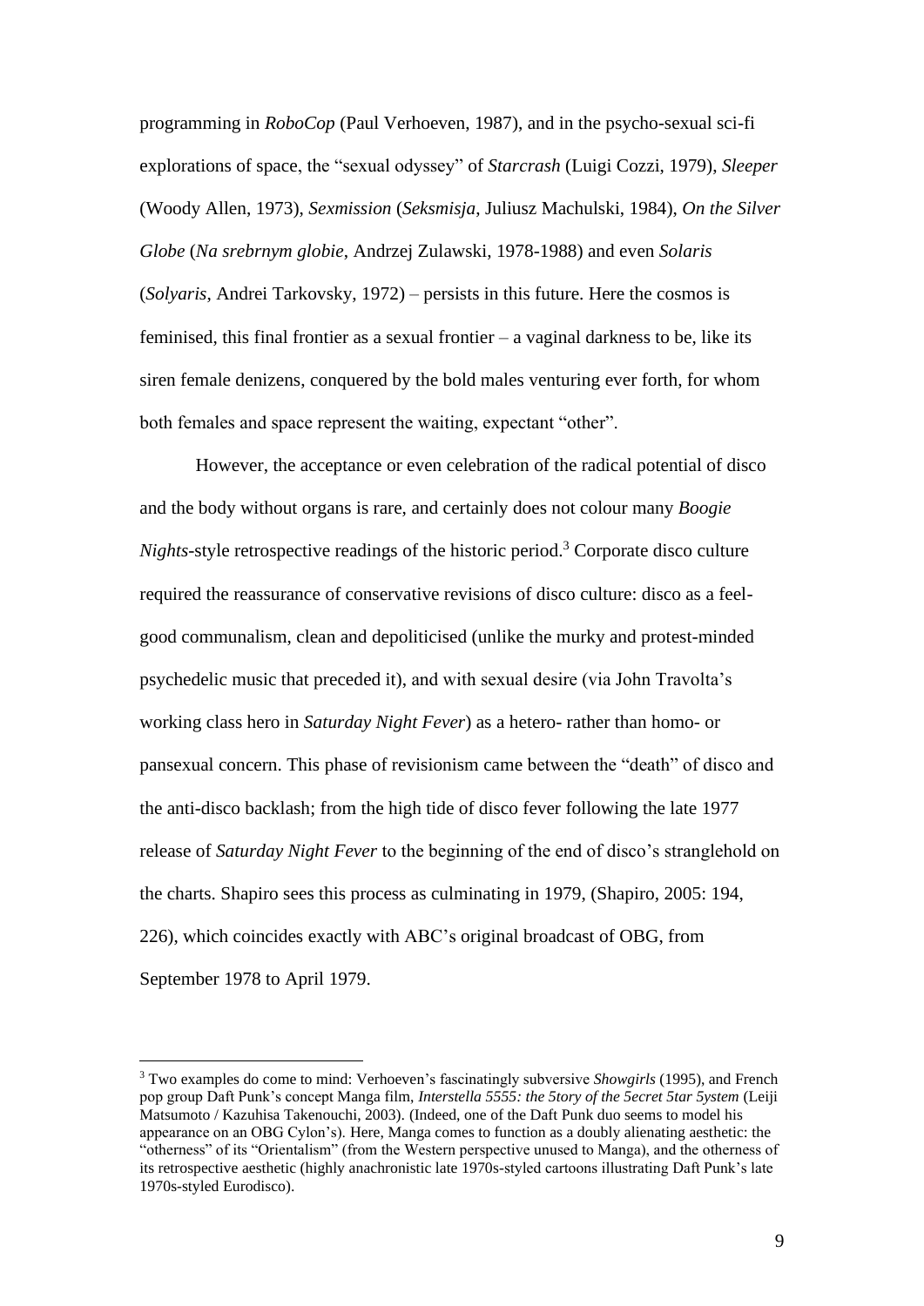programming in *RoboCop* (Paul Verhoeven, 1987), and in the psycho-sexual sci-fi explorations of space, the "sexual odyssey" of *Starcrash* (Luigi Cozzi, 1979), *Sleeper* (Woody Allen, 1973), *Sexmission* (*Seksmisja*, Juliusz Machulski, 1984), *On the Silver Globe* (*Na srebrnym globie*, Andrzej Zulawski, 1978-1988) and even *Solaris* (*Solyaris*, Andrei Tarkovsky, 1972) – persists in this future. Here the cosmos is feminised, this final frontier as a sexual frontier – a vaginal darkness to be, like its siren female denizens, conquered by the bold males venturing ever forth, for whom both females and space represent the waiting, expectant "other".

However, the acceptance or even celebration of the radical potential of disco and the body without organs is rare, and certainly does not colour many *Boogie Nights*-style retrospective readings of the historic period.[3] Corporate disco culture required the reassurance of conservative revisions of disco culture: disco as a feel-good communalism, clean and depoliticised (unlike the murky and protest-minded psychedelic music that preceded it), and with sexual desire (via John Travolta's working class hero in *Saturday Night Fever*) as a hetero- rather than homo- or pansexual concern. This phase of revisionism came between the "death" of disco and the anti-disco backlash; from the high tide of disco fever following the late 1977 release of *Saturday Night Fever* to the beginning of the end of disco's stranglehold on the charts. Shapiro sees this process as culminating in 1979, (Shapiro, 2005: 194, 226), which coincides exactly with ABC's original broadcast of OBG, from September 1978 to April 1979.

---

[3] Two examples do come to mind: Verhoeven's fascinatingly subversive *Showgirls* (1995), and French pop group Daft Punk's concept Manga film, *Interstella 5555: the 5tory of the 5ecret 5tar 5ystem* (Leiji Matsumoto / Kazuhisa Takenouchi, 2003). (Indeed, one of the Daft Punk duo seems to model his appearance on an OBG Cylon's). Here, Manga comes to function as a doubly alienating aesthetic: the "otherness" of its "Orientalism" (from the Western perspective unused to Manga), and the otherness of its retrospective aesthetic (highly anachronistic late 1970s-styled cartoons illustrating Daft Punk's late 1970s-styled Eurodisco).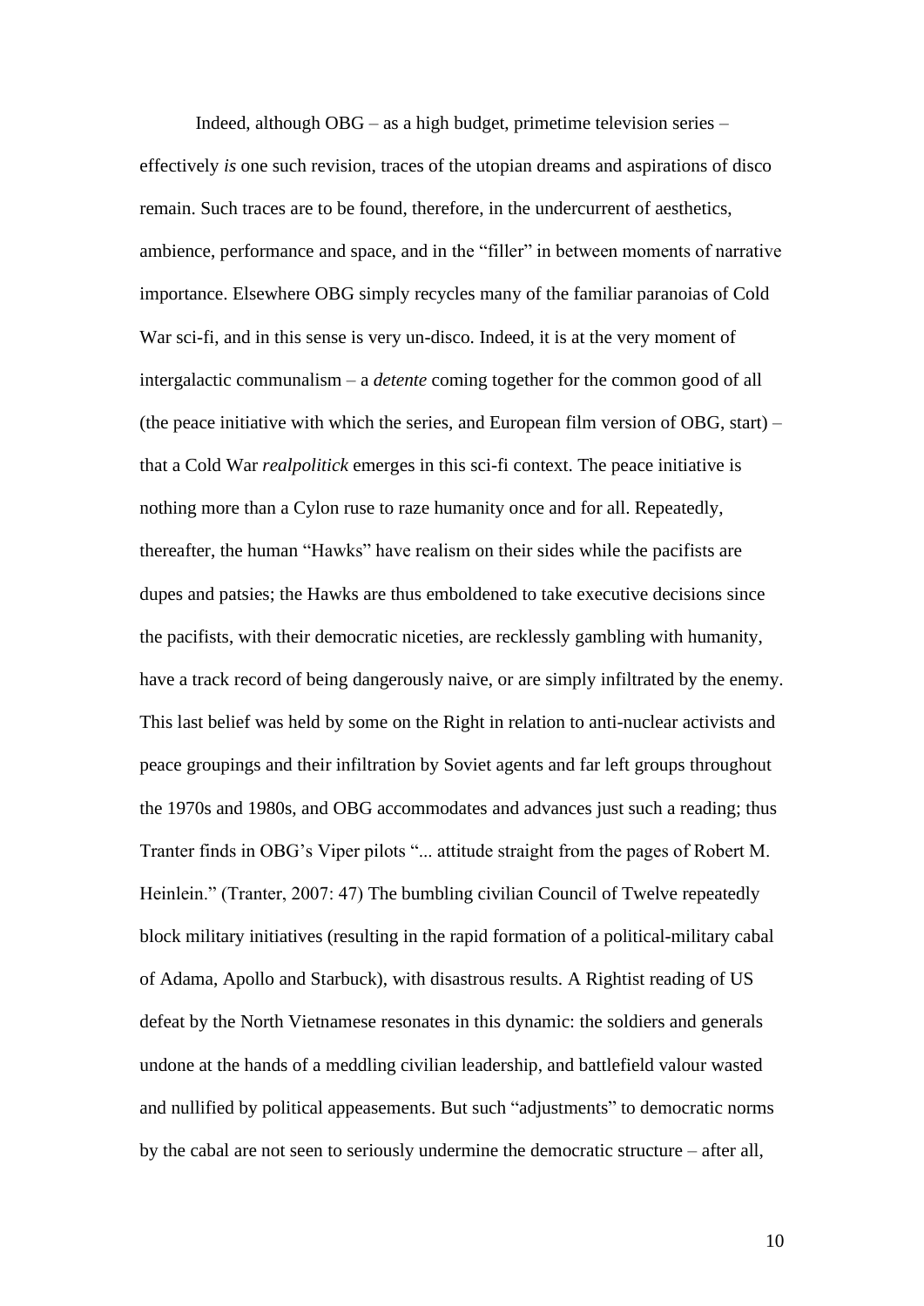Indeed, although OBG – as a high budget, primetime television series – effectively *is* one such revision, traces of the utopian dreams and aspirations of disco remain. Such traces are to be found, therefore, in the undercurrent of aesthetics, ambience, performance and space, and in the "filler" in between moments of narrative importance. Elsewhere OBG simply recycles many of the familiar paranoias of Cold War sci-fi, and in this sense is very un-disco. Indeed, it is at the very moment of intergalactic communalism – a *detente* coming together for the common good of all (the peace initiative with which the series, and European film version of OBG, start) – that a Cold War *realpolitick* emerges in this sci-fi context. The peace initiative is nothing more than a Cylon ruse to raze humanity once and for all. Repeatedly, thereafter, the human "Hawks" have realism on their sides while the pacifists are dupes and patsies; the Hawks are thus emboldened to take executive decisions since the pacifists, with their democratic niceties, are recklessly gambling with humanity, have a track record of being dangerously naive, or are simply infiltrated by the enemy. This last belief was held by some on the Right in relation to anti-nuclear activists and peace groupings and their infiltration by Soviet agents and far left groups throughout the 1970s and 1980s, and OBG accommodates and advances just such a reading; thus Tranter finds in OBG's Viper pilots "... attitude straight from the pages of Robert M. Heinlein." (Tranter, 2007: 47) The bumbling civilian Council of Twelve repeatedly block military initiatives (resulting in the rapid formation of a political-military cabal of Adama, Apollo and Starbuck), with disastrous results. A Rightist reading of US defeat by the North Vietnamese resonates in this dynamic: the soldiers and generals undone at the hands of a meddling civilian leadership, and battlefield valour wasted and nullified by political appeasements. But such "adjustments" to democratic norms by the cabal are not seen to seriously undermine the democratic structure – after all,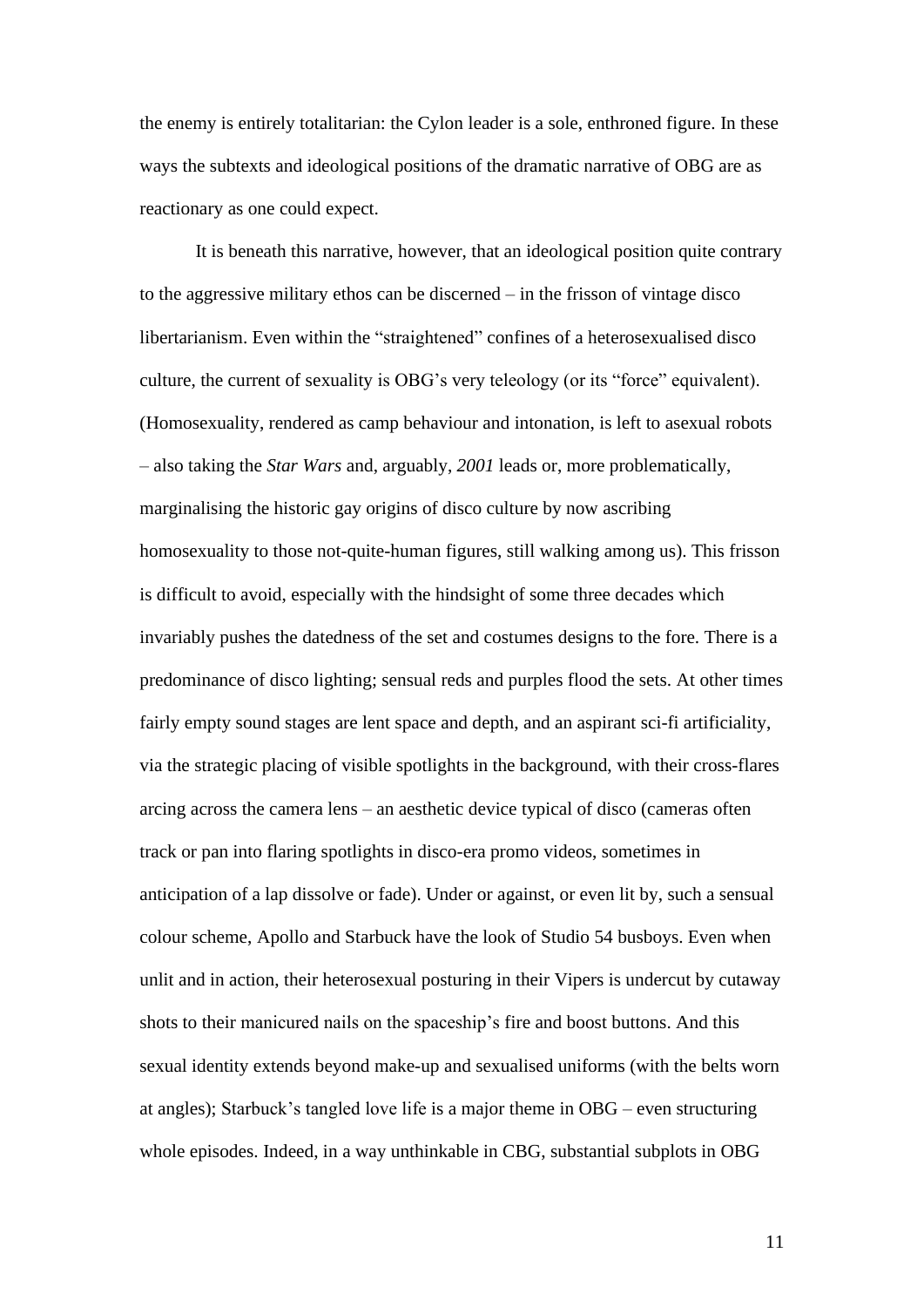the enemy is entirely totalitarian: the Cylon leader is a sole, enthroned figure. In these ways the subtexts and ideological positions of the dramatic narrative of OBG are as reactionary as one could expect.

It is beneath this narrative, however, that an ideological position quite contrary to the aggressive military ethos can be discerned – in the frisson of vintage disco libertarianism. Even within the "straightened" confines of a heterosexualised disco culture, the current of sexuality is OBG's very teleology (or its "force" equivalent). (Homosexuality, rendered as camp behaviour and intonation, is left to asexual robots – also taking the *Star Wars* and, arguably, *2001* leads or, more problematically, marginalising the historic gay origins of disco culture by now ascribing homosexuality to those not-quite-human figures, still walking among us). This frisson is difficult to avoid, especially with the hindsight of some three decades which invariably pushes the datedness of the set and costumes designs to the fore. There is a predominance of disco lighting; sensual reds and purples flood the sets. At other times fairly empty sound stages are lent space and depth, and an aspirant sci-fi artificiality, via the strategic placing of visible spotlights in the background, with their cross-flares arcing across the camera lens – an aesthetic device typical of disco (cameras often track or pan into flaring spotlights in disco-era promo videos, sometimes in anticipation of a lap dissolve or fade). Under or against, or even lit by, such a sensual colour scheme, Apollo and Starbuck have the look of Studio 54 busboys. Even when unlit and in action, their heterosexual posturing in their Vipers is undercut by cutaway shots to their manicured nails on the spaceship's fire and boost buttons. And this sexual identity extends beyond make-up and sexualised uniforms (with the belts worn at angles); Starbuck's tangled love life is a major theme in OBG – even structuring whole episodes. Indeed, in a way unthinkable in CBG, substantial subplots in OBG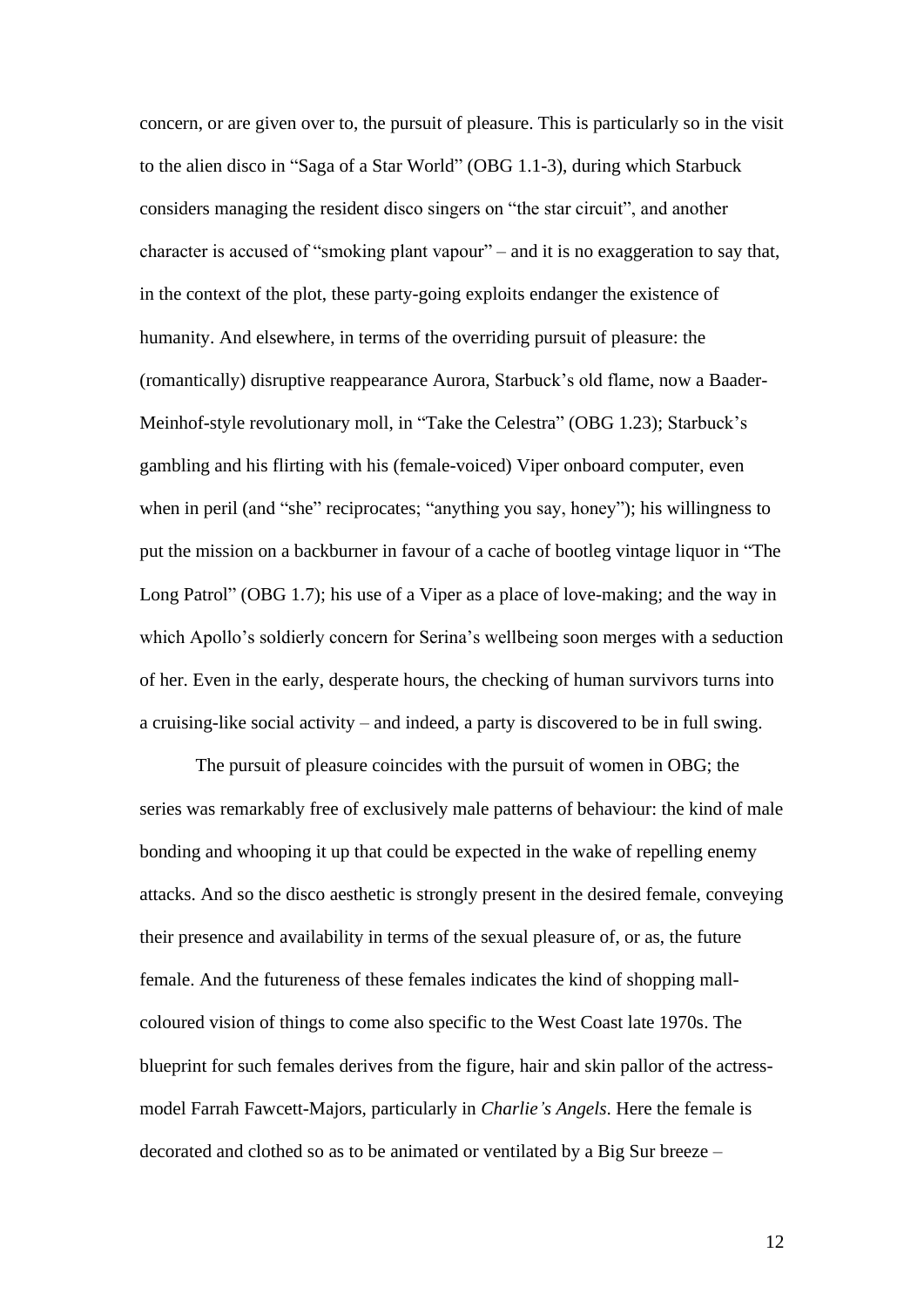concern, or are given over to, the pursuit of pleasure. This is particularly so in the visit to the alien disco in "Saga of a Star World" (OBG 1.1-3), during which Starbuck considers managing the resident disco singers on "the star circuit", and another character is accused of "smoking plant vapour" – and it is no exaggeration to say that, in the context of the plot, these party-going exploits endanger the existence of humanity. And elsewhere, in terms of the overriding pursuit of pleasure: the (romantically) disruptive reappearance Aurora, Starbuck's old flame, now a Baader-Meinhof-style revolutionary moll, in "Take the Celestra" (OBG 1.23); Starbuck's gambling and his flirting with his (female-voiced) Viper onboard computer, even when in peril (and "she" reciprocates; "anything you say, honey"); his willingness to put the mission on a backburner in favour of a cache of bootleg vintage liquor in "The Long Patrol" (OBG 1.7); his use of a Viper as a place of love-making; and the way in which Apollo's soldierly concern for Serina's wellbeing soon merges with a seduction of her. Even in the early, desperate hours, the checking of human survivors turns into a cruising-like social activity – and indeed, a party is discovered to be in full swing.

The pursuit of pleasure coincides with the pursuit of women in OBG; the series was remarkably free of exclusively male patterns of behaviour: the kind of male bonding and whooping it up that could be expected in the wake of repelling enemy attacks. And so the disco aesthetic is strongly present in the desired female, conveying their presence and availability in terms of the sexual pleasure of, or as, the future female. And the futureness of these females indicates the kind of shopping mall-coloured vision of things to come also specific to the West Coast late 1970s. The blueprint for such females derives from the figure, hair and skin pallor of the actress-model Farrah Fawcett-Majors, particularly in *Charlie's Angels*. Here the female is decorated and clothed so as to be animated or ventilated by a Big Sur breeze –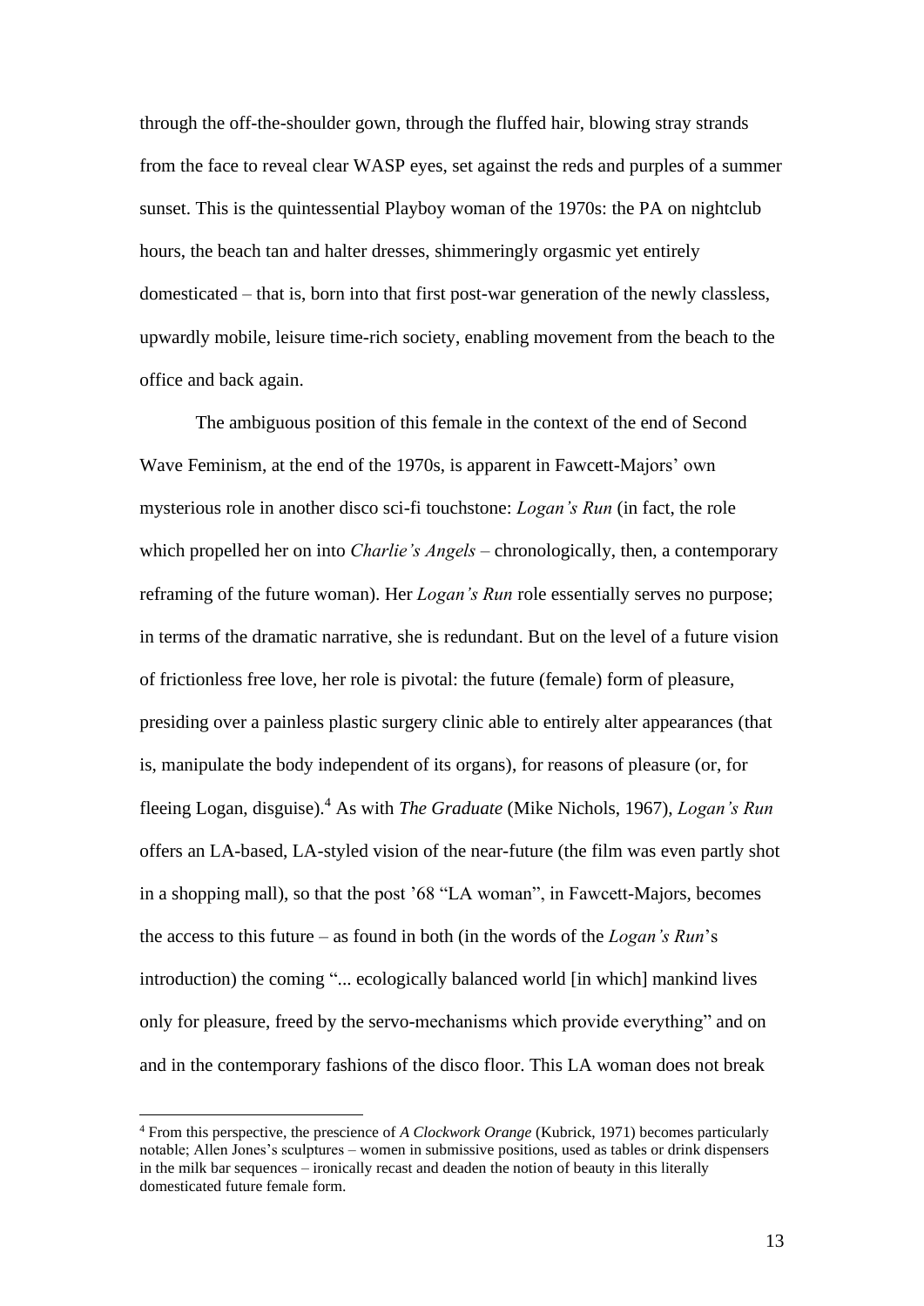through the off-the-shoulder gown, through the fluffed hair, blowing stray strands from the face to reveal clear WASP eyes, set against the reds and purples of a summer sunset. This is the quintessential Playboy woman of the 1970s: the PA on nightclub hours, the beach tan and halter dresses, shimmeringly orgasmic yet entirely domesticated – that is, born into that first post-war generation of the newly classless, upwardly mobile, leisure time-rich society, enabling movement from the beach to the office and back again.

The ambiguous position of this female in the context of the end of Second Wave Feminism, at the end of the 1970s, is apparent in Fawcett-Majors' own mysterious role in another disco sci-fi touchstone: *Logan's Run* (in fact, the role which propelled her on into *Charlie's Angels* – chronologically, then, a contemporary reframing of the future woman). Her *Logan's Run* role essentially serves no purpose; in terms of the dramatic narrative, she is redundant. But on the level of a future vision of frictionless free love, her role is pivotal: the future (female) form of pleasure, presiding over a painless plastic surgery clinic able to entirely alter appearances (that is, manipulate the body independent of its organs), for reasons of pleasure (or, for fleeing Logan, disguise).[4] As with *The Graduate* (Mike Nichols, 1967), *Logan's Run* offers an LA-based, LA-styled vision of the near-future (the film was even partly shot in a shopping mall), so that the post '68 "LA woman", in Fawcett-Majors, becomes the access to this future – as found in both (in the words of the *Logan's Run*'s introduction) the coming "... ecologically balanced world [in which] mankind lives only for pleasure, freed by the servo-mechanisms which provide everything" and on and in the contemporary fashions of the disco floor. This LA woman does not break

[4] From this perspective, the prescience of *A Clockwork Orange* (Kubrick, 1971) becomes particularly notable; Allen Jones's sculptures – women in submissive positions, used as tables or drink dispensers in the milk bar sequences – ironically recast and deaden the notion of beauty in this literally domesticated future female form.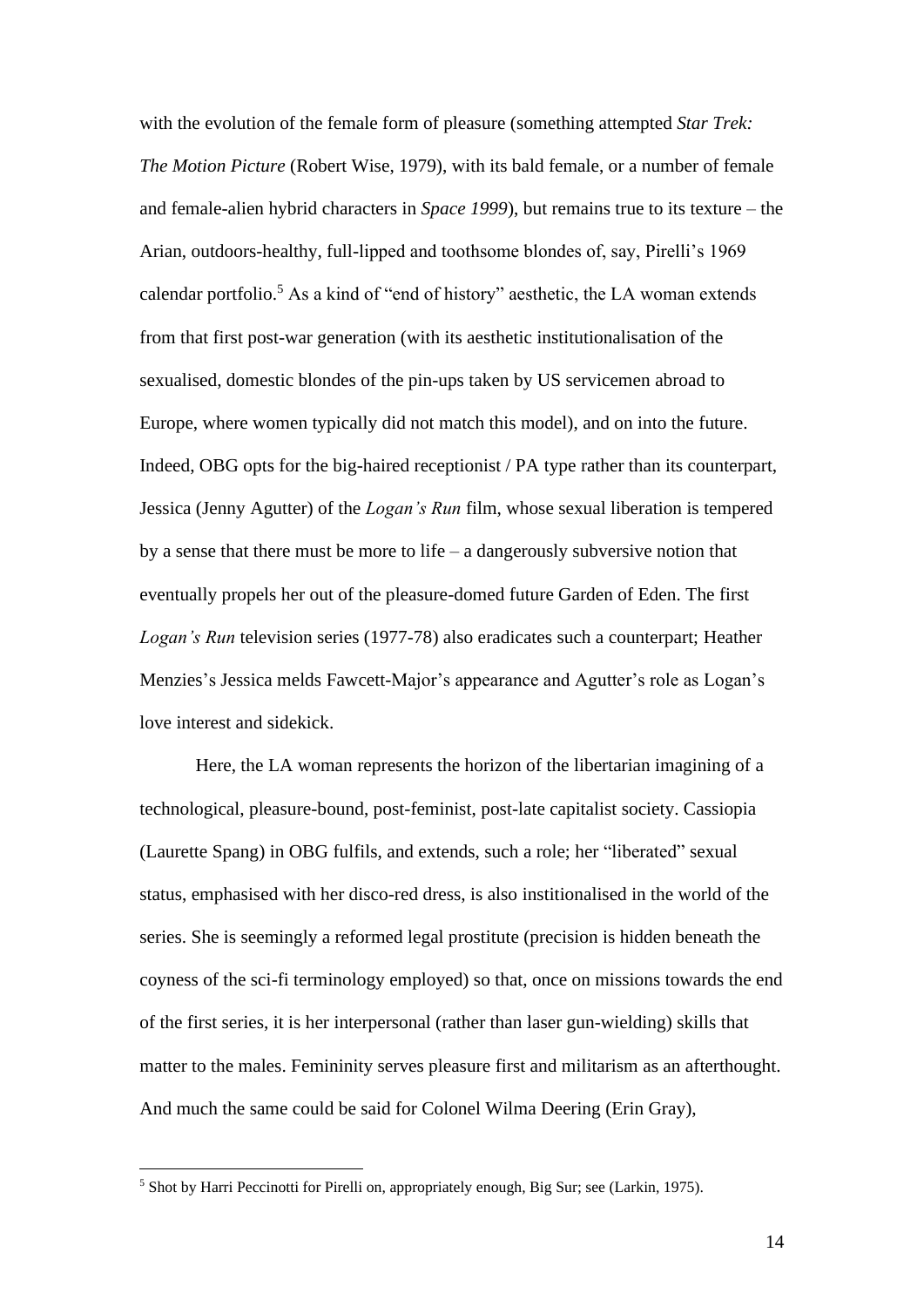with the evolution of the female form of pleasure (something attempted *Star Trek: The Motion Picture* (Robert Wise, 1979), with its bald female, or a number of female and female-alien hybrid characters in *Space 1999*), but remains true to its texture – the Arian, outdoors-healthy, full-lipped and toothsome blondes of, say, Pirelli's 1969 calendar portfolio.[5] As a kind of "end of history" aesthetic, the LA woman extends from that first post-war generation (with its aesthetic institutionalisation of the sexualised, domestic blondes of the pin-ups taken by US servicemen abroad to Europe, where women typically did not match this model), and on into the future. Indeed, OBG opts for the big-haired receptionist / PA type rather than its counterpart, Jessica (Jenny Agutter) of the *Logan's Run* film, whose sexual liberation is tempered by a sense that there must be more to life – a dangerously subversive notion that eventually propels her out of the pleasure-domed future Garden of Eden. The first *Logan's Run* television series (1977-78) also eradicates such a counterpart; Heather Menzies's Jessica melds Fawcett-Major's appearance and Agutter's role as Logan's love interest and sidekick.

Here, the LA woman represents the horizon of the libertarian imagining of a technological, pleasure-bound, post-feminist, post-late capitalist society. Cassiopia (Laurette Spang) in OBG fulfils, and extends, such a role; her "liberated" sexual status, emphasised with her disco-red dress, is also institionalised in the world of the series. She is seemingly a reformed legal prostitute (precision is hidden beneath the coyness of the sci-fi terminology employed) so that, once on missions towards the end of the first series, it is her interpersonal (rather than laser gun-wielding) skills that matter to the males. Femininity serves pleasure first and militarism as an afterthought. And much the same could be said for Colonel Wilma Deering (Erin Gray),

[5] Shot by Harri Peccinotti for Pirelli on, appropriately enough, Big Sur; see (Larkin, 1975).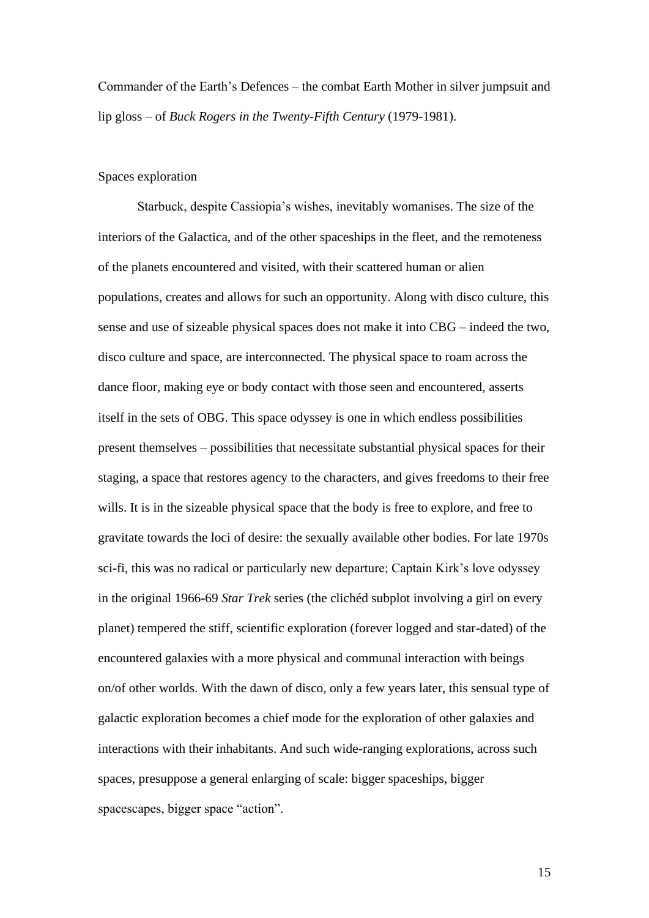Commander of the Earth's Defences – the combat Earth Mother in silver jumpsuit and lip gloss – of *Buck Rogers in the Twenty-Fifth Century* (1979-1981).

## Spaces exploration

Starbuck, despite Cassiopia's wishes, inevitably womanises. The size of the interiors of the Galactica, and of the other spaceships in the fleet, and the remoteness of the planets encountered and visited, with their scattered human or alien populations, creates and allows for such an opportunity. Along with disco culture, this sense and use of sizeable physical spaces does not make it into CBG – indeed the two, disco culture and space, are interconnected. The physical space to roam across the dance floor, making eye or body contact with those seen and encountered, asserts itself in the sets of OBG. This space odyssey is one in which endless possibilities present themselves – possibilities that necessitate substantial physical spaces for their staging, a space that restores agency to the characters, and gives freedoms to their free wills. It is in the sizeable physical space that the body is free to explore, and free to gravitate towards the loci of desire: the sexually available other bodies. For late 1970s sci-fi, this was no radical or particularly new departure; Captain Kirk's love odyssey in the original 1966-69 *Star Trek* series (the clichéd subplot involving a girl on every planet) tempered the stiff, scientific exploration (forever logged and star-dated) of the encountered galaxies with a more physical and communal interaction with beings on/of other worlds. With the dawn of disco, only a few years later, this sensual type of galactic exploration becomes a chief mode for the exploration of other galaxies and interactions with their inhabitants. And such wide-ranging explorations, across such spaces, presuppose a general enlarging of scale: bigger spaceships, bigger spacescapes, bigger space "action".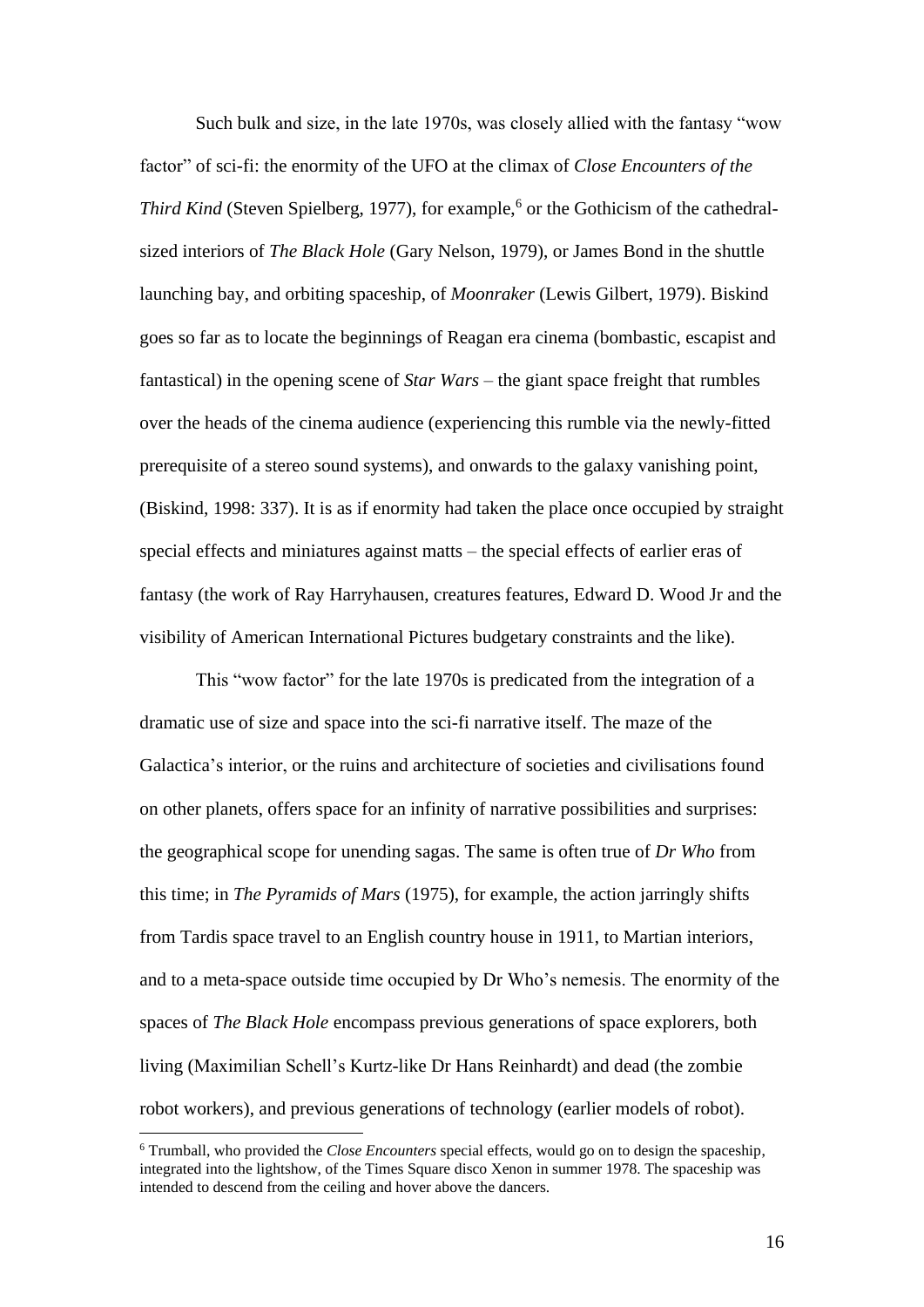Such bulk and size, in the late 1970s, was closely allied with the fantasy "wow factor" of sci-fi: the enormity of the UFO at the climax of *Close Encounters of the Third Kind* (Steven Spielberg, 1977), for example,[6] or the Gothicism of the cathedral-sized interiors of *The Black Hole* (Gary Nelson, 1979), or James Bond in the shuttle launching bay, and orbiting spaceship, of *Moonraker* (Lewis Gilbert, 1979). Biskind goes so far as to locate the beginnings of Reagan era cinema (bombastic, escapist and fantastical) in the opening scene of *Star Wars* – the giant space freight that rumbles over the heads of the cinema audience (experiencing this rumble via the newly-fitted prerequisite of a stereo sound systems), and onwards to the galaxy vanishing point, (Biskind, 1998: 337). It is as if enormity had taken the place once occupied by straight special effects and miniatures against matts – the special effects of earlier eras of fantasy (the work of Ray Harryhausen, creatures features, Edward D. Wood Jr and the visibility of American International Pictures budgetary constraints and the like).

This "wow factor" for the late 1970s is predicated from the integration of a dramatic use of size and space into the sci-fi narrative itself. The maze of the Galactica's interior, or the ruins and architecture of societies and civilisations found on other planets, offers space for an infinity of narrative possibilities and surprises: the geographical scope for unending sagas. The same is often true of *Dr Who* from this time; in *The Pyramids of Mars* (1975), for example, the action jarringly shifts from Tardis space travel to an English country house in 1911, to Martian interiors, and to a meta-space outside time occupied by Dr Who's nemesis. The enormity of the spaces of *The Black Hole* encompass previous generations of space explorers, both living (Maximilian Schell's Kurtz-like Dr Hans Reinhardt) and dead (the zombie robot workers), and previous generations of technology (earlier models of robot).

---

[6] Trumball, who provided the *Close Encounters* special effects, would go on to design the spaceship, integrated into the lightshow, of the Times Square disco Xenon in summer 1978. The spaceship was intended to descend from the ceiling and hover above the dancers.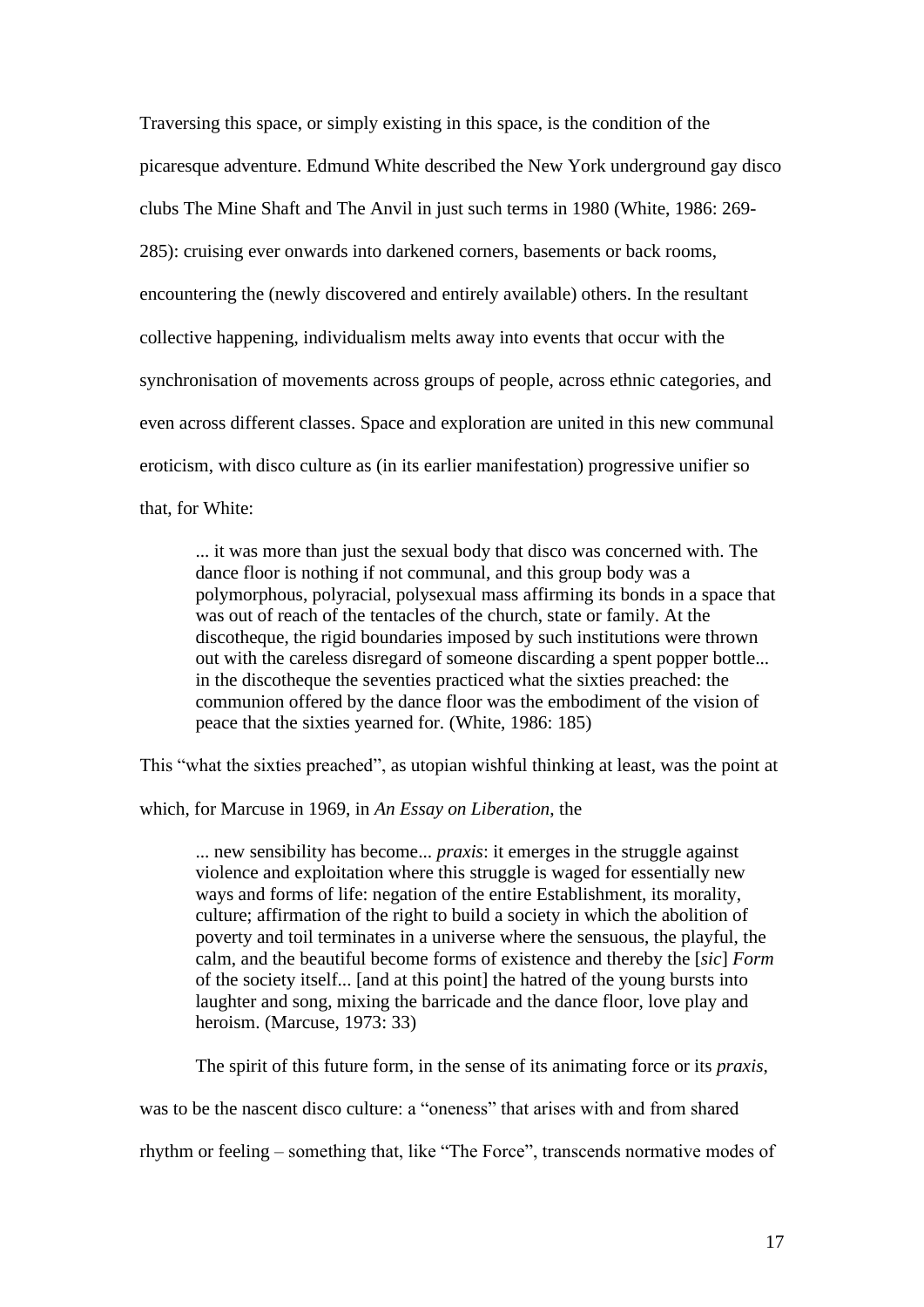Traversing this space, or simply existing in this space, is the condition of the picaresque adventure. Edmund White described the New York underground gay disco clubs The Mine Shaft and The Anvil in just such terms in 1980 (White, 1986: 269-285): cruising ever onwards into darkened corners, basements or back rooms, encountering the (newly discovered and entirely available) others. In the resultant collective happening, individualism melts away into events that occur with the synchronisation of movements across groups of people, across ethnic categories, and even across different classes. Space and exploration are united in this new communal eroticism, with disco culture as (in its earlier manifestation) progressive unifier so that, for White:

> ... it was more than just the sexual body that disco was concerned with. The dance floor is nothing if not communal, and this group body was a polymorphous, polyracial, polysexual mass affirming its bonds in a space that was out of reach of the tentacles of the church, state or family. At the discotheque, the rigid boundaries imposed by such institutions were thrown out with the careless disregard of someone discarding a spent popper bottle... in the discotheque the seventies practiced what the sixties preached: the communion offered by the dance floor was the embodiment of the vision of peace that the sixties yearned for. (White, 1986: 185)

This "what the sixties preached", as utopian wishful thinking at least, was the point at which, for Marcuse in 1969, in *An Essay on Liberation*, the

> ... new sensibility has become... *praxis*: it emerges in the struggle against violence and exploitation where this struggle is waged for essentially new ways and forms of life: negation of the entire Establishment, its morality, culture; affirmation of the right to build a society in which the abolition of poverty and toil terminates in a universe where the sensuous, the playful, the calm, and the beautiful become forms of existence and thereby the [*sic*] *Form* of the society itself... [and at this point] the hatred of the young bursts into laughter and song, mixing the barricade and the dance floor, love play and heroism. (Marcuse, 1973: 33)

The spirit of this future form, in the sense of its animating force or its *praxis*, was to be the nascent disco culture: a "oneness" that arises with and from shared rhythm or feeling – something that, like "The Force", transcends normative modes of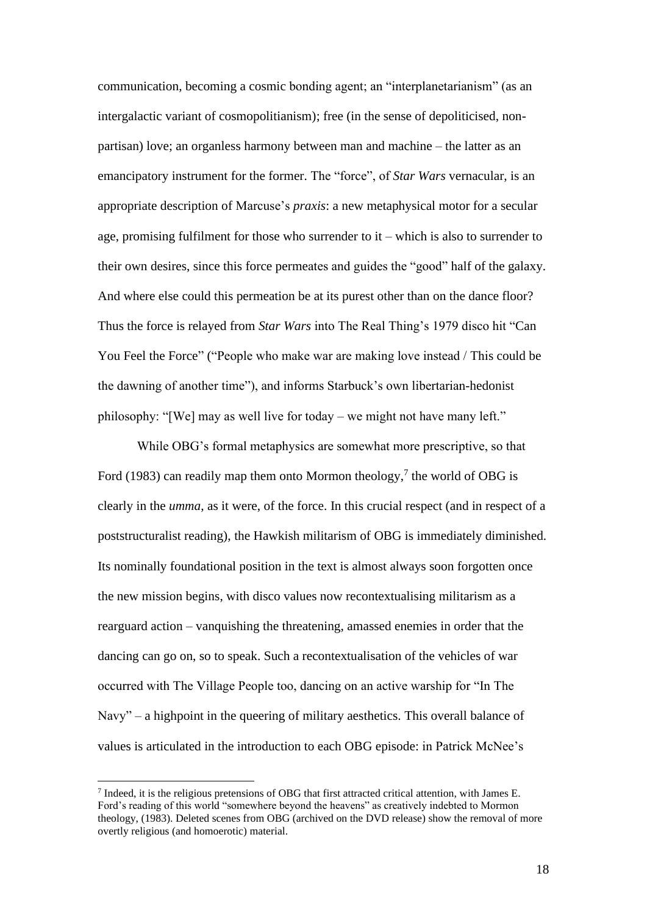communication, becoming a cosmic bonding agent; an "interplanetarianism" (as an intergalactic variant of cosmopolitianism); free (in the sense of depoliticised, non-partisan) love; an organless harmony between man and machine – the latter as an emancipatory instrument for the former. The "force", of *Star Wars* vernacular, is an appropriate description of Marcuse's *praxis*: a new metaphysical motor for a secular age, promising fulfilment for those who surrender to it – which is also to surrender to their own desires, since this force permeates and guides the "good" half of the galaxy. And where else could this permeation be at its purest other than on the dance floor? Thus the force is relayed from *Star Wars* into The Real Thing's 1979 disco hit "Can You Feel the Force" ("People who make war are making love instead / This could be the dawning of another time"), and informs Starbuck's own libertarian-hedonist philosophy: "[We] may as well live for today – we might not have many left."

While OBG's formal metaphysics are somewhat more prescriptive, so that Ford (1983) can readily map them onto Mormon theology,[7] the world of OBG is clearly in the *umma*, as it were, of the force. In this crucial respect (and in respect of a poststructuralist reading), the Hawkish militarism of OBG is immediately diminished. Its nominally foundational position in the text is almost always soon forgotten once the new mission begins, with disco values now recontextualising militarism as a rearguard action – vanquishing the threatening, amassed enemies in order that the dancing can go on, so to speak. Such a recontextualisation of the vehicles of war occurred with The Village People too, dancing on an active warship for "In The Navy" – a highpoint in the queering of military aesthetics. This overall balance of values is articulated in the introduction to each OBG episode: in Patrick McNee's

---

[7] Indeed, it is the religious pretensions of OBG that first attracted critical attention, with James E. Ford's reading of this world "somewhere beyond the heavens" as creatively indebted to Mormon theology, (1983). Deleted scenes from OBG (archived on the DVD release) show the removal of more overtly religious (and homoerotic) material.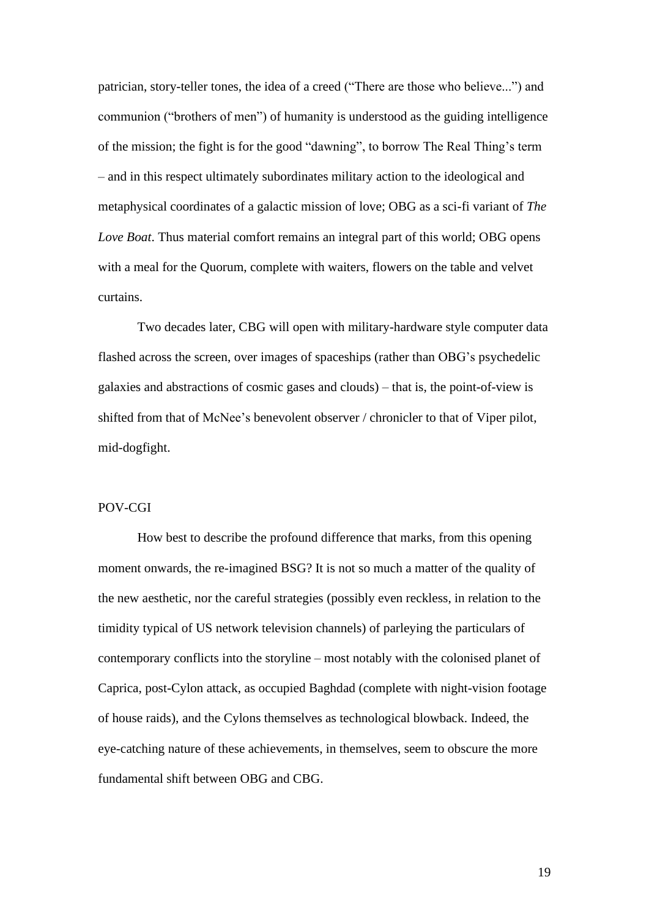patrician, story-teller tones, the idea of a creed ("There are those who believe...") and communion ("brothers of men") of humanity is understood as the guiding intelligence of the mission; the fight is for the good "dawning", to borrow The Real Thing's term – and in this respect ultimately subordinates military action to the ideological and metaphysical coordinates of a galactic mission of love; OBG as a sci-fi variant of *The Love Boat*. Thus material comfort remains an integral part of this world; OBG opens with a meal for the Quorum, complete with waiters, flowers on the table and velvet curtains.

Two decades later, CBG will open with military-hardware style computer data flashed across the screen, over images of spaceships (rather than OBG's psychedelic galaxies and abstractions of cosmic gases and clouds) – that is, the point-of-view is shifted from that of McNee's benevolent observer / chronicler to that of Viper pilot, mid-dogfight.

## POV-CGI

How best to describe the profound difference that marks, from this opening moment onwards, the re-imagined BSG? It is not so much a matter of the quality of the new aesthetic, nor the careful strategies (possibly even reckless, in relation to the timidity typical of US network television channels) of parleying the particulars of contemporary conflicts into the storyline – most notably with the colonised planet of Caprica, post-Cylon attack, as occupied Baghdad (complete with night-vision footage of house raids), and the Cylons themselves as technological blowback. Indeed, the eye-catching nature of these achievements, in themselves, seem to obscure the more fundamental shift between OBG and CBG.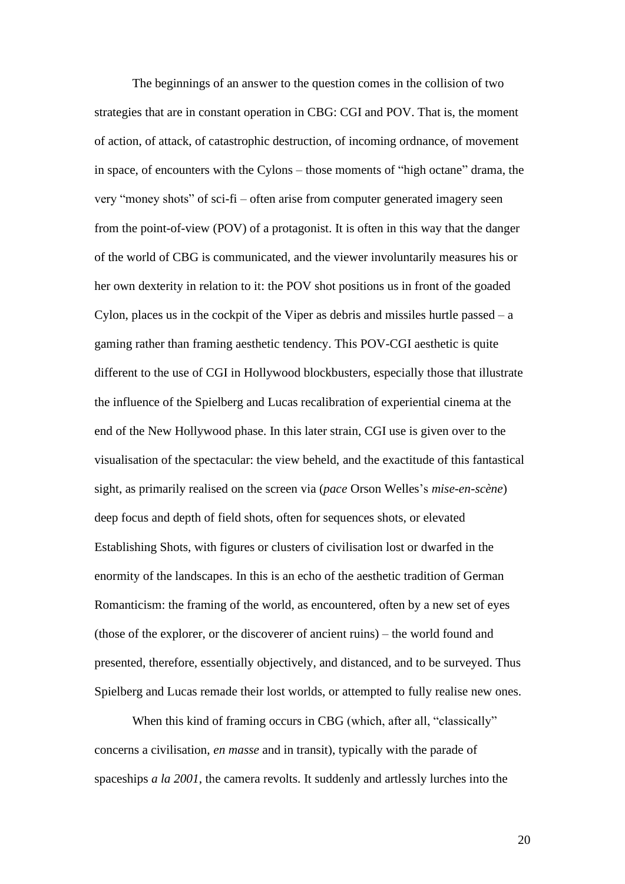The beginnings of an answer to the question comes in the collision of two strategies that are in constant operation in CBG: CGI and POV. That is, the moment of action, of attack, of catastrophic destruction, of incoming ordnance, of movement in space, of encounters with the Cylons – those moments of "high octane" drama, the very "money shots" of sci-fi – often arise from computer generated imagery seen from the point-of-view (POV) of a protagonist. It is often in this way that the danger of the world of CBG is communicated, and the viewer involuntarily measures his or her own dexterity in relation to it: the POV shot positions us in front of the goaded Cylon, places us in the cockpit of the Viper as debris and missiles hurtle passed – a gaming rather than framing aesthetic tendency. This POV-CGI aesthetic is quite different to the use of CGI in Hollywood blockbusters, especially those that illustrate the influence of the Spielberg and Lucas recalibration of experiential cinema at the end of the New Hollywood phase. In this later strain, CGI use is given over to the visualisation of the spectacular: the view beheld, and the exactitude of this fantastical sight, as primarily realised on the screen via (*pace* Orson Welles's *mise-en-scène*) deep focus and depth of field shots, often for sequences shots, or elevated Establishing Shots, with figures or clusters of civilisation lost or dwarfed in the enormity of the landscapes. In this is an echo of the aesthetic tradition of German Romanticism: the framing of the world, as encountered, often by a new set of eyes (those of the explorer, or the discoverer of ancient ruins) – the world found and presented, therefore, essentially objectively, and distanced, and to be surveyed. Thus Spielberg and Lucas remade their lost worlds, or attempted to fully realise new ones.

When this kind of framing occurs in CBG (which, after all, "classically" concerns a civilisation, *en masse* and in transit), typically with the parade of spaceships *a la 2001*, the camera revolts. It suddenly and artlessly lurches into the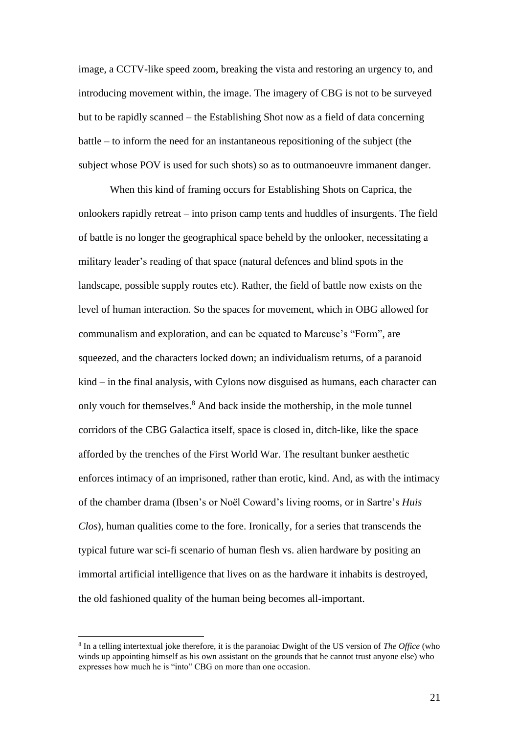image, a CCTV-like speed zoom, breaking the vista and restoring an urgency to, and introducing movement within, the image. The imagery of CBG is not to be surveyed but to be rapidly scanned – the Establishing Shot now as a field of data concerning battle – to inform the need for an instantaneous repositioning of the subject (the subject whose POV is used for such shots) so as to outmanoeuvre immanent danger.

When this kind of framing occurs for Establishing Shots on Caprica, the onlookers rapidly retreat – into prison camp tents and huddles of insurgents. The field of battle is no longer the geographical space beheld by the onlooker, necessitating a military leader's reading of that space (natural defences and blind spots in the landscape, possible supply routes etc). Rather, the field of battle now exists on the level of human interaction. So the spaces for movement, which in OBG allowed for communalism and exploration, and can be equated to Marcuse's "Form", are squeezed, and the characters locked down; an individualism returns, of a paranoid kind – in the final analysis, with Cylons now disguised as humans, each character can only vouch for themselves.[8] And back inside the mothership, in the mole tunnel corridors of the CBG Galactica itself, space is closed in, ditch-like, like the space afforded by the trenches of the First World War. The resultant bunker aesthetic enforces intimacy of an imprisoned, rather than erotic, kind. And, as with the intimacy of the chamber drama (Ibsen's or Noël Coward's living rooms, or in Sartre's *Huis Clos*), human qualities come to the fore. Ironically, for a series that transcends the typical future war sci-fi scenario of human flesh vs. alien hardware by positing an immortal artificial intelligence that lives on as the hardware it inhabits is destroyed, the old fashioned quality of the human being becomes all-important.

---

[8] In a telling intertextual joke therefore, it is the paranoiac Dwight of the US version of *The Office* (who winds up appointing himself as his own assistant on the grounds that he cannot trust anyone else) who expresses how much he is "into" CBG on more than one occasion.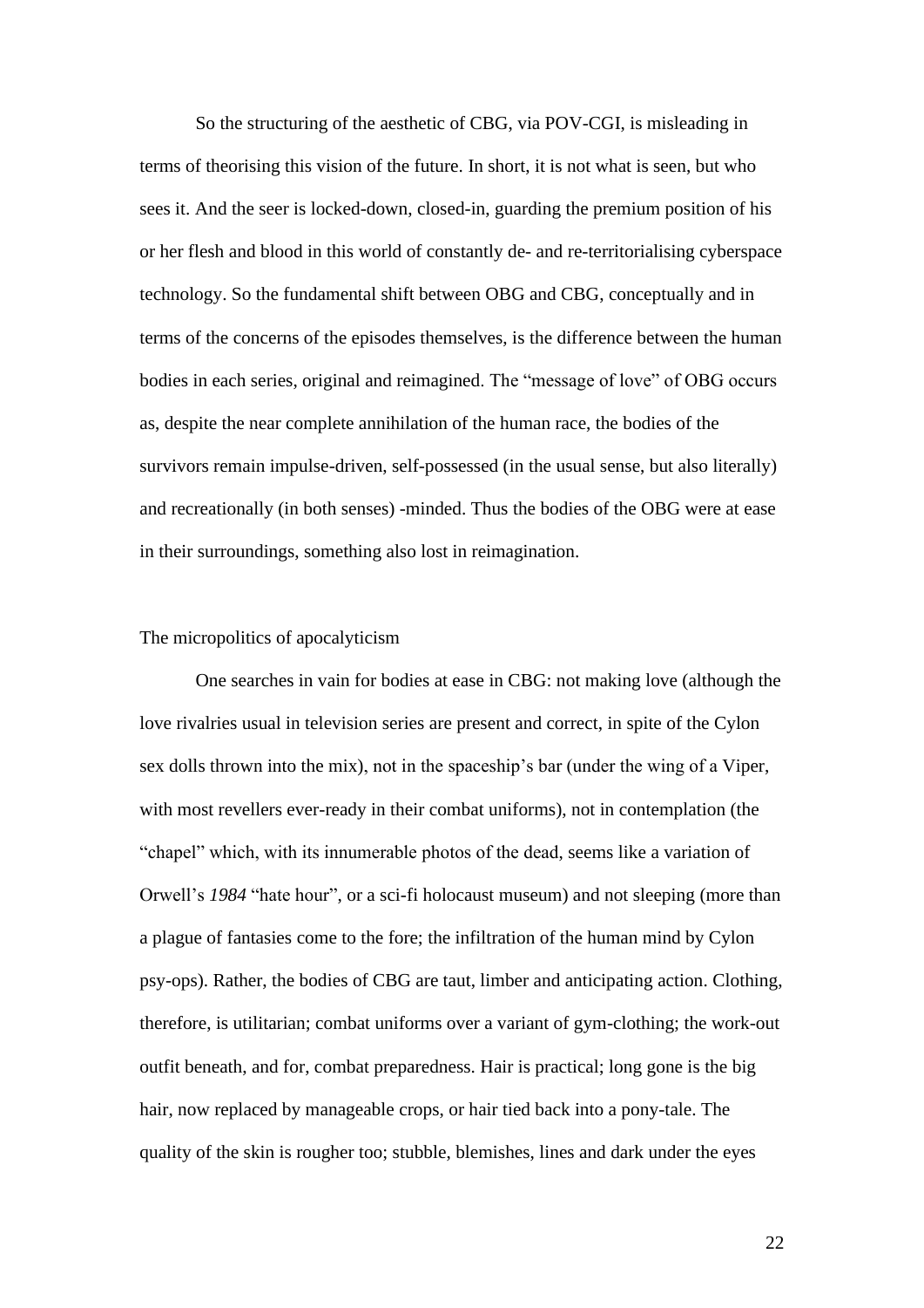So the structuring of the aesthetic of CBG, via POV-CGI, is misleading in terms of theorising this vision of the future. In short, it is not what is seen, but who sees it. And the seer is locked-down, closed-in, guarding the premium position of his or her flesh and blood in this world of constantly de- and re-territorialising cyberspace technology. So the fundamental shift between OBG and CBG, conceptually and in terms of the concerns of the episodes themselves, is the difference between the human bodies in each series, original and reimagined. The "message of love" of OBG occurs as, despite the near complete annihilation of the human race, the bodies of the survivors remain impulse-driven, self-possessed (in the usual sense, but also literally) and recreationally (in both senses) -minded. Thus the bodies of the OBG were at ease in their surroundings, something also lost in reimagination.

## The micropolitics of apocalyticism

One searches in vain for bodies at ease in CBG: not making love (although the love rivalries usual in television series are present and correct, in spite of the Cylon sex dolls thrown into the mix), not in the spaceship's bar (under the wing of a Viper, with most revellers ever-ready in their combat uniforms), not in contemplation (the "chapel" which, with its innumerable photos of the dead, seems like a variation of Orwell's *1984* "hate hour", or a sci-fi holocaust museum) and not sleeping (more than a plague of fantasies come to the fore; the infiltration of the human mind by Cylon psy-ops). Rather, the bodies of CBG are taut, limber and anticipating action. Clothing, therefore, is utilitarian; combat uniforms over a variant of gym-clothing; the work-out outfit beneath, and for, combat preparedness. Hair is practical; long gone is the big hair, now replaced by manageable crops, or hair tied back into a pony-tale. The quality of the skin is rougher too; stubble, blemishes, lines and dark under the eyes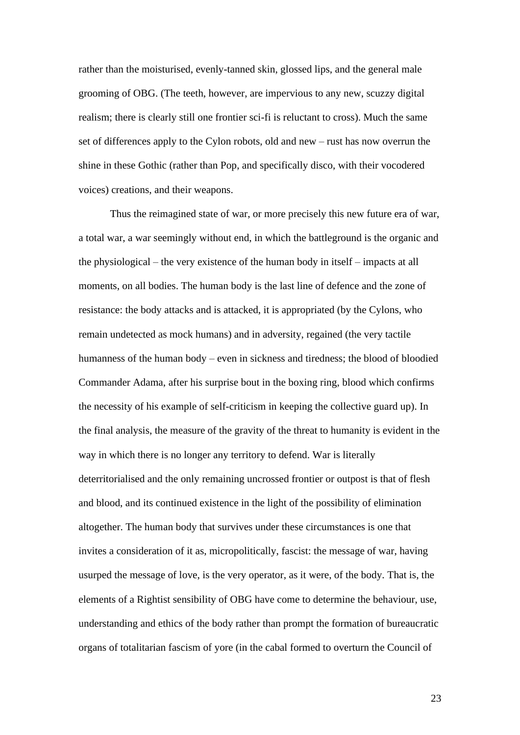rather than the moisturised, evenly-tanned skin, glossed lips, and the general male grooming of OBG. (The teeth, however, are impervious to any new, scuzzy digital realism; there is clearly still one frontier sci-fi is reluctant to cross). Much the same set of differences apply to the Cylon robots, old and new – rust has now overrun the shine in these Gothic (rather than Pop, and specifically disco, with their vocodered voices) creations, and their weapons.

Thus the reimagined state of war, or more precisely this new future era of war, a total war, a war seemingly without end, in which the battleground is the organic and the physiological – the very existence of the human body in itself – impacts at all moments, on all bodies. The human body is the last line of defence and the zone of resistance: the body attacks and is attacked, it is appropriated (by the Cylons, who remain undetected as mock humans) and in adversity, regained (the very tactile humanness of the human body – even in sickness and tiredness; the blood of bloodied Commander Adama, after his surprise bout in the boxing ring, blood which confirms the necessity of his example of self-criticism in keeping the collective guard up). In the final analysis, the measure of the gravity of the threat to humanity is evident in the way in which there is no longer any territory to defend. War is literally deterritorialised and the only remaining uncrossed frontier or outpost is that of flesh and blood, and its continued existence in the light of the possibility of elimination altogether. The human body that survives under these circumstances is one that invites a consideration of it as, micropolitically, fascist: the message of war, having usurped the message of love, is the very operator, as it were, of the body. That is, the elements of a Rightist sensibility of OBG have come to determine the behaviour, use, understanding and ethics of the body rather than prompt the formation of bureaucratic organs of totalitarian fascism of yore (in the cabal formed to overturn the Council of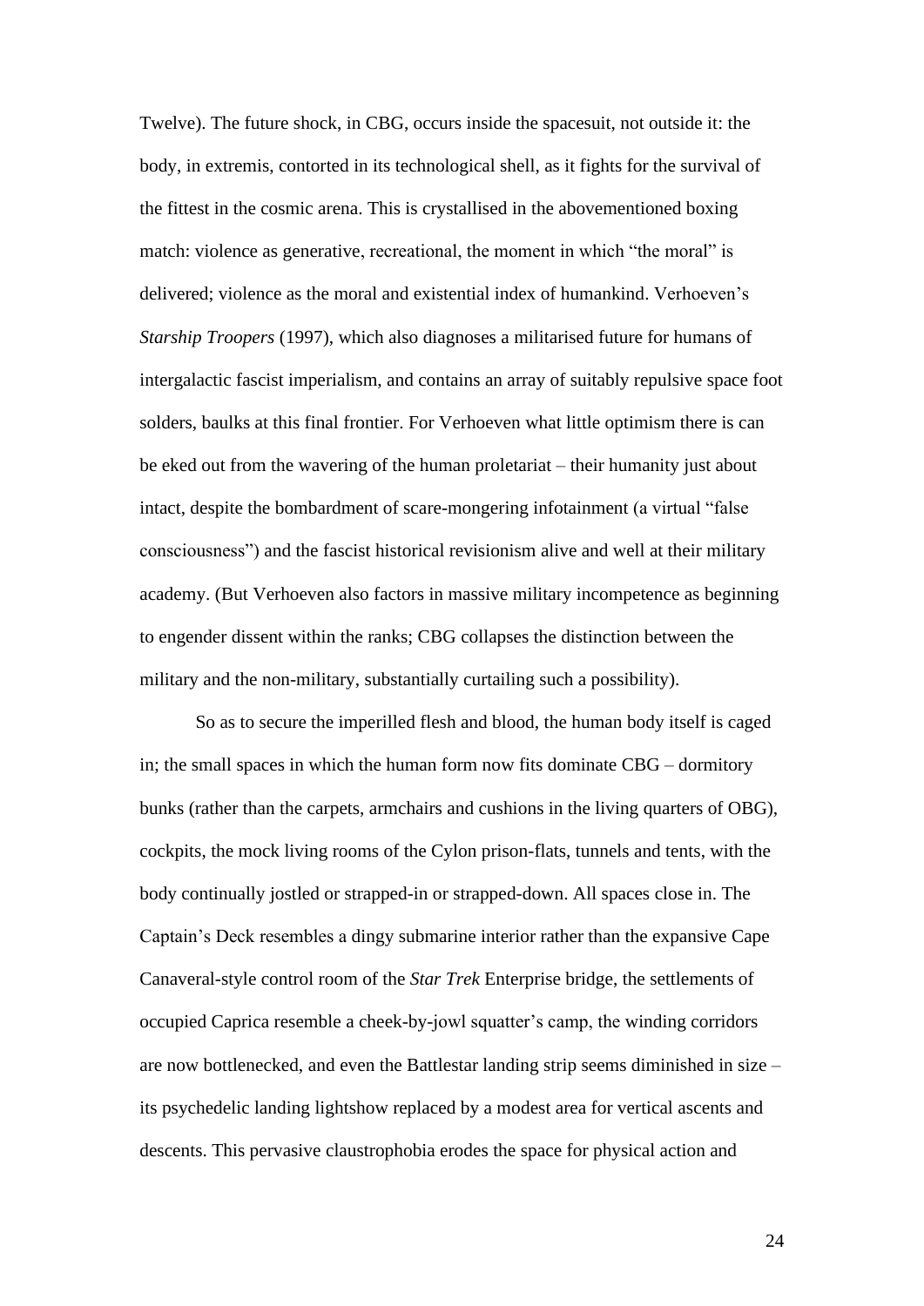Twelve). The future shock, in CBG, occurs inside the spacesuit, not outside it: the body, in extremis, contorted in its technological shell, as it fights for the survival of the fittest in the cosmic arena. This is crystallised in the abovementioned boxing match: violence as generative, recreational, the moment in which "the moral" is delivered; violence as the moral and existential index of humankind. Verhoeven's *Starship Troopers* (1997), which also diagnoses a militarised future for humans of intergalactic fascist imperialism, and contains an array of suitably repulsive space foot solders, baulks at this final frontier. For Verhoeven what little optimism there is can be eked out from the wavering of the human proletariat – their humanity just about intact, despite the bombardment of scare-mongering infotainment (a virtual "false consciousness") and the fascist historical revisionism alive and well at their military academy. (But Verhoeven also factors in massive military incompetence as beginning to engender dissent within the ranks; CBG collapses the distinction between the military and the non-military, substantially curtailing such a possibility).

So as to secure the imperilled flesh and blood, the human body itself is caged in; the small spaces in which the human form now fits dominate CBG – dormitory bunks (rather than the carpets, armchairs and cushions in the living quarters of OBG), cockpits, the mock living rooms of the Cylon prison-flats, tunnels and tents, with the body continually jostled or strapped-in or strapped-down. All spaces close in. The Captain's Deck resembles a dingy submarine interior rather than the expansive Cape Canaveral-style control room of the *Star Trek* Enterprise bridge, the settlements of occupied Caprica resemble a cheek-by-jowl squatter's camp, the winding corridors are now bottlenecked, and even the Battlestar landing strip seems diminished in size – its psychedelic landing lightshow replaced by a modest area for vertical ascents and descents. This pervasive claustrophobia erodes the space for physical action and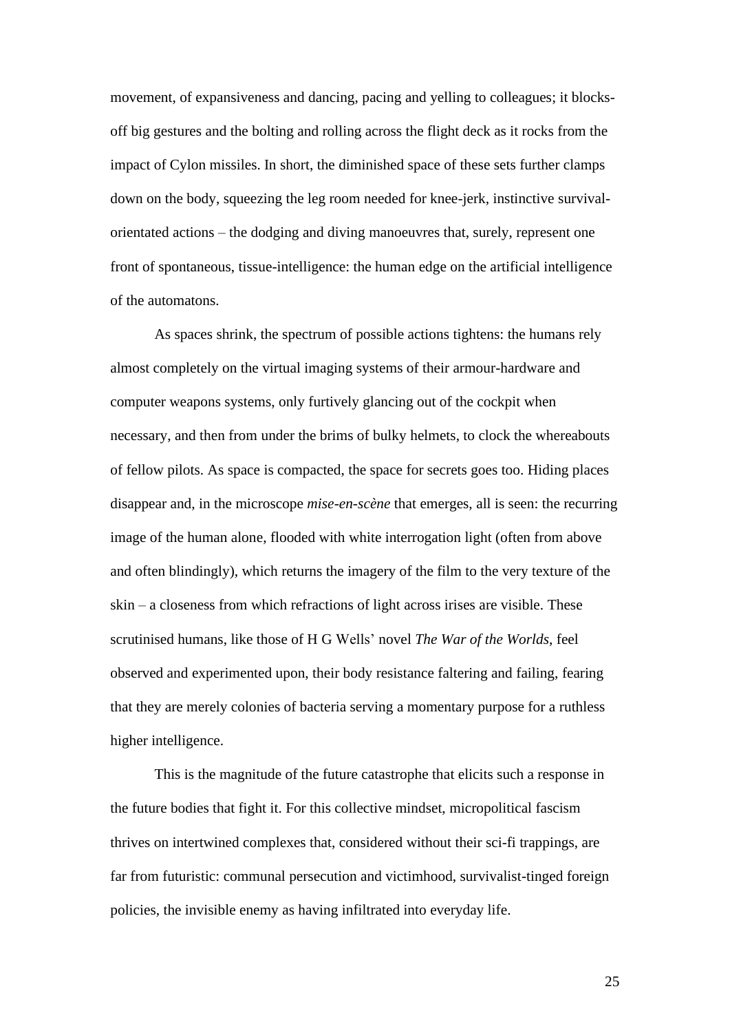movement, of expansiveness and dancing, pacing and yelling to colleagues; it blocks-off big gestures and the bolting and rolling across the flight deck as it rocks from the impact of Cylon missiles. In short, the diminished space of these sets further clamps down on the body, squeezing the leg room needed for knee-jerk, instinctive survival-orientated actions – the dodging and diving manoeuvres that, surely, represent one front of spontaneous, tissue-intelligence: the human edge on the artificial intelligence of the automatons.

As spaces shrink, the spectrum of possible actions tightens: the humans rely almost completely on the virtual imaging systems of their armour-hardware and computer weapons systems, only furtively glancing out of the cockpit when necessary, and then from under the brims of bulky helmets, to clock the whereabouts of fellow pilots. As space is compacted, the space for secrets goes too. Hiding places disappear and, in the microscope *mise-en-scène* that emerges, all is seen: the recurring image of the human alone, flooded with white interrogation light (often from above and often blindingly), which returns the imagery of the film to the very texture of the skin – a closeness from which refractions of light across irises are visible. These scrutinised humans, like those of H G Wells' novel *The War of the Worlds*, feel observed and experimented upon, their body resistance faltering and failing, fearing that they are merely colonies of bacteria serving a momentary purpose for a ruthless higher intelligence.

This is the magnitude of the future catastrophe that elicits such a response in the future bodies that fight it. For this collective mindset, micropolitical fascism thrives on intertwined complexes that, considered without their sci-fi trappings, are far from futuristic: communal persecution and victimhood, survivalist-tinged foreign policies, the invisible enemy as having infiltrated into everyday life.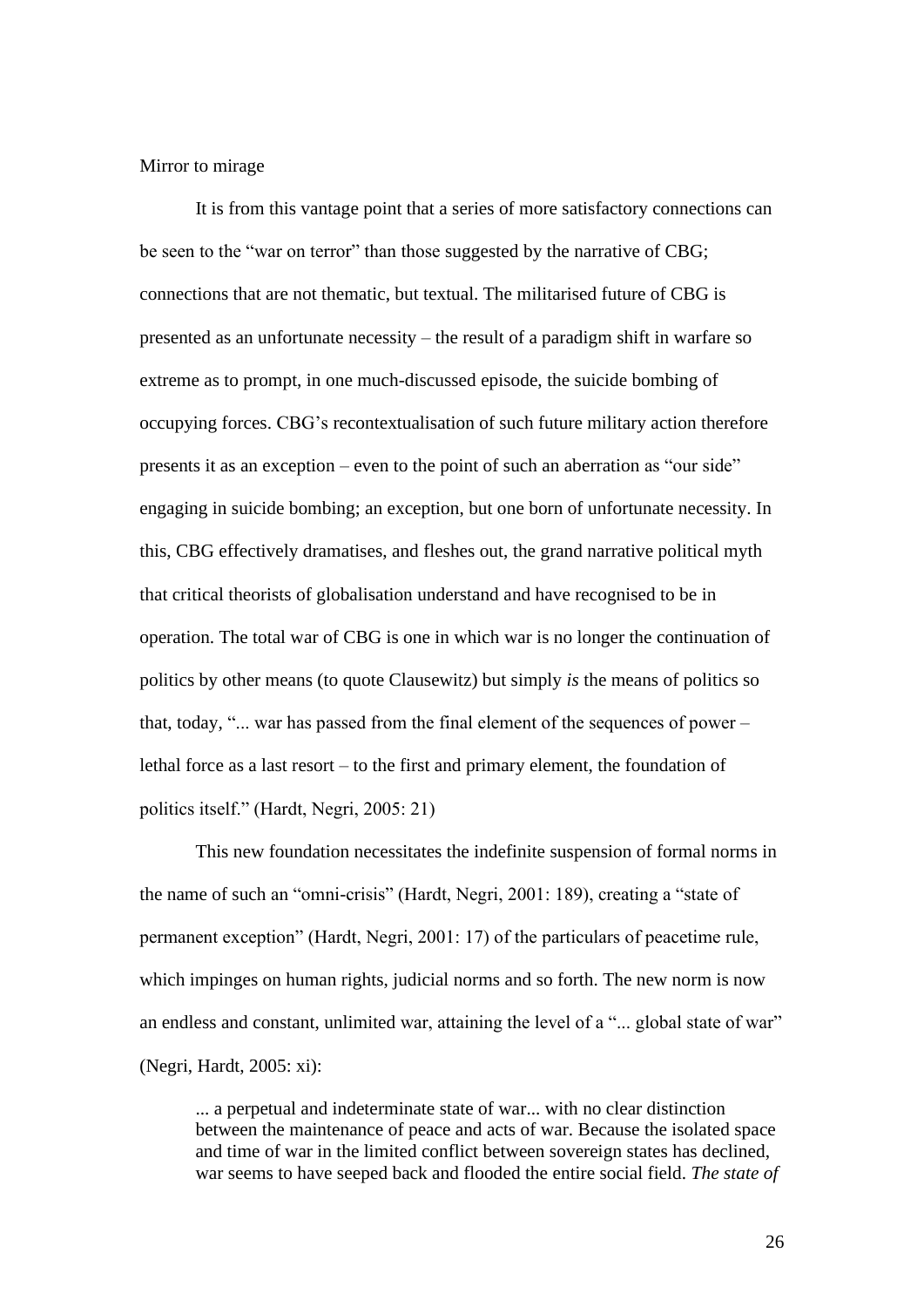Mirror to mirage

It is from this vantage point that a series of more satisfactory connections can be seen to the "war on terror" than those suggested by the narrative of CBG; connections that are not thematic, but textual. The militarised future of CBG is presented as an unfortunate necessity – the result of a paradigm shift in warfare so extreme as to prompt, in one much-discussed episode, the suicide bombing of occupying forces. CBG's recontextualisation of such future military action therefore presents it as an exception – even to the point of such an aberration as "our side" engaging in suicide bombing; an exception, but one born of unfortunate necessity. In this, CBG effectively dramatises, and fleshes out, the grand narrative political myth that critical theorists of globalisation understand and have recognised to be in operation. The total war of CBG is one in which war is no longer the continuation of politics by other means (to quote Clausewitz) but simply *is* the means of politics so that, today, "... war has passed from the final element of the sequences of power – lethal force as a last resort – to the first and primary element, the foundation of politics itself." (Hardt, Negri, 2005: 21)

This new foundation necessitates the indefinite suspension of formal norms in the name of such an "omni-crisis" (Hardt, Negri, 2001: 189), creating a "state of permanent exception" (Hardt, Negri, 2001: 17) of the particulars of peacetime rule, which impinges on human rights, judicial norms and so forth. The new norm is now an endless and constant, unlimited war, attaining the level of a "... global state of war" (Negri, Hardt, 2005: xi):

> ... a perpetual and indeterminate state of war... with no clear distinction between the maintenance of peace and acts of war. Because the isolated space and time of war in the limited conflict between sovereign states has declined, war seems to have seeped back and flooded the entire social field. *The state of*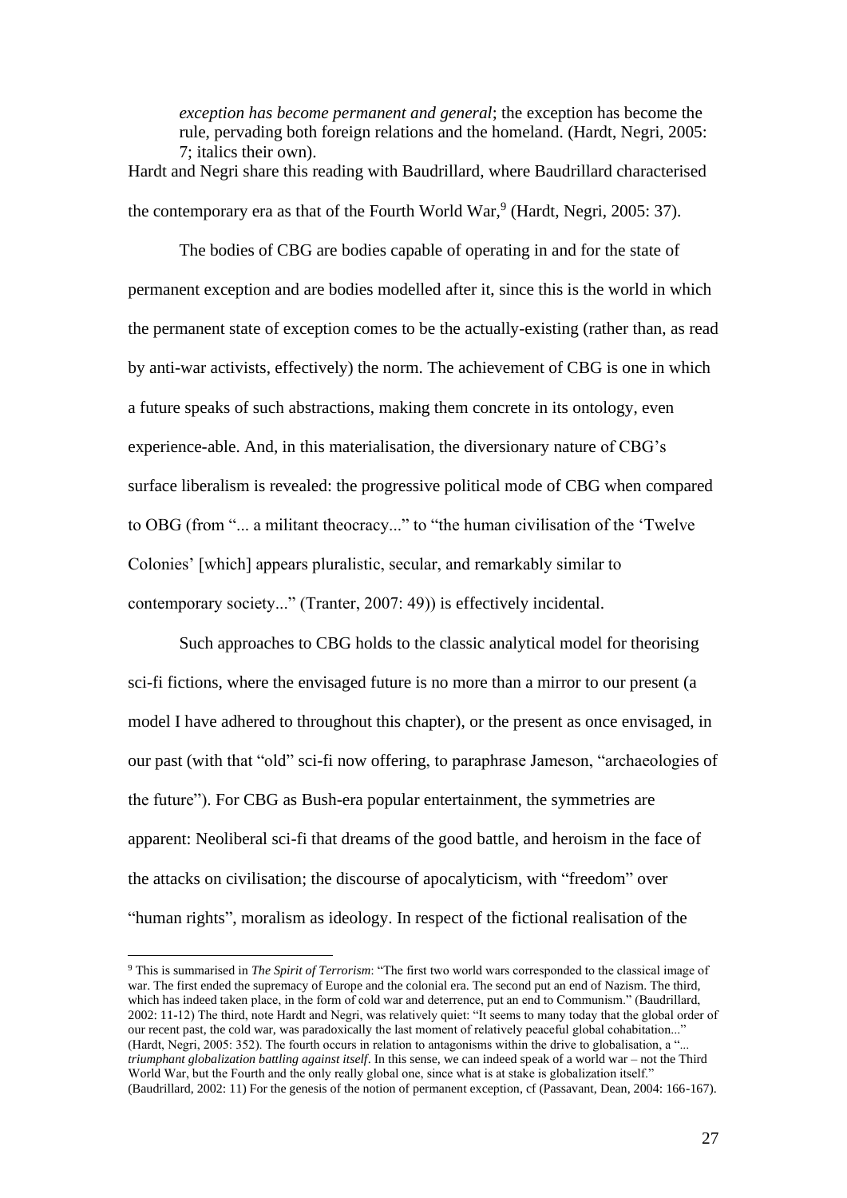*exception has become permanent and general*; the exception has become the rule, pervading both foreign relations and the homeland. (Hardt, Negri, 2005: 7; italics their own).

Hardt and Negri share this reading with Baudrillard, where Baudrillard characterised the contemporary era as that of the Fourth World War,[9] (Hardt, Negri, 2005: 37).

The bodies of CBG are bodies capable of operating in and for the state of permanent exception and are bodies modelled after it, since this is the world in which the permanent state of exception comes to be the actually-existing (rather than, as read by anti-war activists, effectively) the norm. The achievement of CBG is one in which a future speaks of such abstractions, making them concrete in its ontology, even experience-able. And, in this materialisation, the diversionary nature of CBG's surface liberalism is revealed: the progressive political mode of CBG when compared to OBG (from "... a militant theocracy..." to "the human civilisation of the 'Twelve Colonies' [which] appears pluralistic, secular, and remarkably similar to contemporary society..." (Tranter, 2007: 49)) is effectively incidental.

Such approaches to CBG holds to the classic analytical model for theorising sci-fi fictions, where the envisaged future is no more than a mirror to our present (a model I have adhered to throughout this chapter), or the present as once envisaged, in our past (with that "old" sci-fi now offering, to paraphrase Jameson, "archaeologies of the future"). For CBG as Bush-era popular entertainment, the symmetries are apparent: Neoliberal sci-fi that dreams of the good battle, and heroism in the face of the attacks on civilisation; the discourse of apocalyticism, with "freedom" over "human rights", moralism as ideology. In respect of the fictional realisation of the

---

[9] This is summarised in *The Spirit of Terrorism*: "The first two world wars corresponded to the classical image of war. The first ended the supremacy of Europe and the colonial era. The second put an end of Nazism. The third, which has indeed taken place, in the form of cold war and deterrence, put an end to Communism." (Baudrillard, 2002: 11-12) The third, note Hardt and Negri, was relatively quiet: "It seems to many today that the global order of our recent past, the cold war, was paradoxically the last moment of relatively peaceful global cohabitation..." (Hardt, Negri, 2005: 352). The fourth occurs in relation to antagonisms within the drive to globalisation, a "... *triumphant globalization battling against itself*. In this sense, we can indeed speak of a world war – not the Third World War, but the Fourth and the only really global one, since what is at stake is globalization itself." (Baudrillard, 2002: 11) For the genesis of the notion of permanent exception, cf (Passavant, Dean, 2004: 166-167).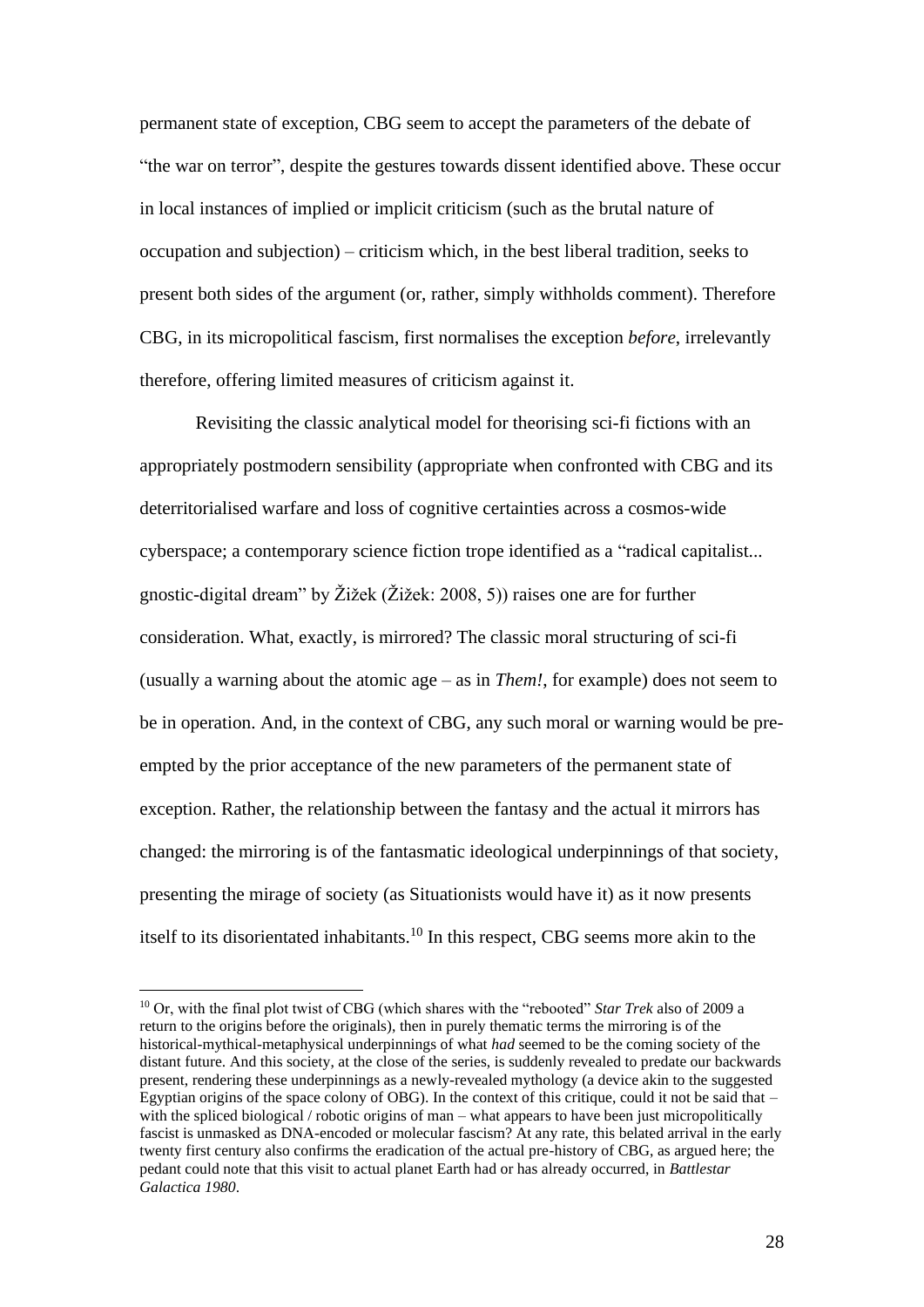permanent state of exception, CBG seem to accept the parameters of the debate of "the war on terror", despite the gestures towards dissent identified above. These occur in local instances of implied or implicit criticism (such as the brutal nature of occupation and subjection) – criticism which, in the best liberal tradition, seeks to present both sides of the argument (or, rather, simply withholds comment). Therefore CBG, in its micropolitical fascism, first normalises the exception *before*, irrelevantly therefore, offering limited measures of criticism against it.

Revisiting the classic analytical model for theorising sci-fi fictions with an appropriately postmodern sensibility (appropriate when confronted with CBG and its deterritorialised warfare and loss of cognitive certainties across a cosmos-wide cyberspace; a contemporary science fiction trope identified as a "radical capitalist... gnostic-digital dream" by Žižek (Žižek: 2008, 5)) raises one are for further consideration. What, exactly, is mirrored? The classic moral structuring of sci-fi (usually a warning about the atomic age – as in *Them!*, for example) does not seem to be in operation. And, in the context of CBG, any such moral or warning would be pre-empted by the prior acceptance of the new parameters of the permanent state of exception. Rather, the relationship between the fantasy and the actual it mirrors has changed: the mirroring is of the fantasmatic ideological underpinnings of that society, presenting the mirage of society (as Situationists would have it) as it now presents itself to its disorientated inhabitants.[10] In this respect, CBG seems more akin to the

---

[10] Or, with the final plot twist of CBG (which shares with the "rebooted" *Star Trek* also of 2009 a return to the origins before the originals), then in purely thematic terms the mirroring is of the historical-mythical-metaphysical underpinnings of what *had* seemed to be the coming society of the distant future. And this society, at the close of the series, is suddenly revealed to predate our backwards present, rendering these underpinnings as a newly-revealed mythology (a device akin to the suggested Egyptian origins of the space colony of OBG). In the context of this critique, could it not be said that – with the spliced biological / robotic origins of man – what appears to have been just micropolitically fascist is unmasked as DNA-encoded or molecular fascism? At any rate, this belated arrival in the early twenty first century also confirms the eradication of the actual pre-history of CBG, as argued here; the pedant could note that this visit to actual planet Earth had or has already occurred, in *Battlestar Galactica 1980*.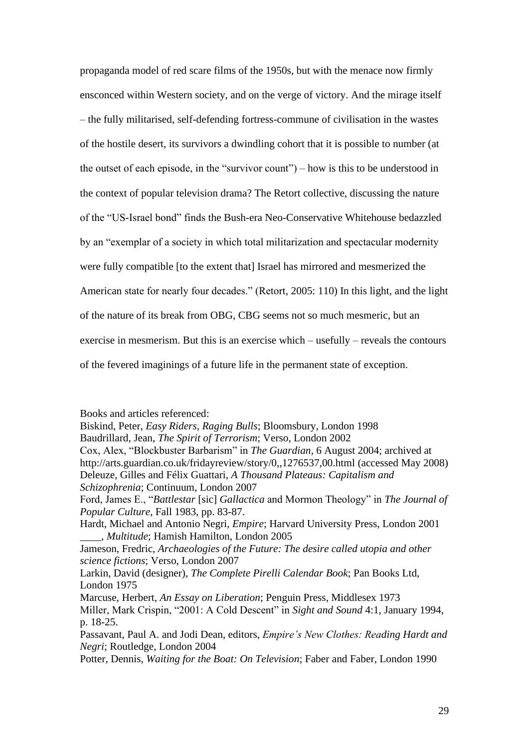propaganda model of red scare films of the 1950s, but with the menace now firmly ensconced within Western society, and on the verge of victory. And the mirage itself – the fully militarised, self-defending fortress-commune of civilisation in the wastes of the hostile desert, its survivors a dwindling cohort that it is possible to number (at the outset of each episode, in the "survivor count") – how is this to be understood in the context of popular television drama? The Retort collective, discussing the nature of the "US-Israel bond" finds the Bush-era Neo-Conservative Whitehouse bedazzled by an "exemplar of a society in which total militarization and spectacular modernity were fully compatible [to the extent that] Israel has mirrored and mesmerized the American state for nearly four decades." (Retort, 2005: 110) In this light, and the light of the nature of its break from OBG, CBG seems not so much mesmeric, but an exercise in mesmerism. But this is an exercise which – usefully – reveals the contours of the fevered imaginings of a future life in the permanent state of exception.

Books and articles referenced:

Biskind, Peter, *Easy Riders, Raging Bulls*; Bloomsbury, London 1998

Baudrillard, Jean, *The Spirit of Terrorism*; Verso, London 2002

Cox, Alex, "Blockbuster Barbarism" in *The Guardian*, 6 August 2004; archived at http://arts.guardian.co.uk/fridayreview/story/0,,1276537,00.html (accessed May 2008)

Deleuze, Gilles and Félix Guattari, *A Thousand Plateaus: Capitalism and Schizophrenia*; Continuum, London 2007

Ford, James E., "*Battlestar* [sic] *Gallactica* and Mormon Theology" in *The Journal of Popular Culture*, Fall 1983, pp. 83-87.

Hardt, Michael and Antonio Negri, *Empire*; Harvard University Press, London 2001

____, *Multitude*; Hamish Hamilton, London 2005

Jameson, Fredric, *Archaeologies of the Future: The desire called utopia and other science fictions*; Verso, London 2007

Larkin, David (designer), *The Complete Pirelli Calendar Book*; Pan Books Ltd, London 1975

Marcuse, Herbert, *An Essay on Liberation*; Penguin Press, Middlesex 1973

Miller, Mark Crispin, "2001: A Cold Descent" in *Sight and Sound* 4:1, January 1994, p. 18-25.

Passavant, Paul A. and Jodi Dean, editors, *Empire's New Clothes: Reading Hardt and Negri*; Routledge, London 2004

Potter, Dennis, *Waiting for the Boat: On Television*; Faber and Faber, London 1990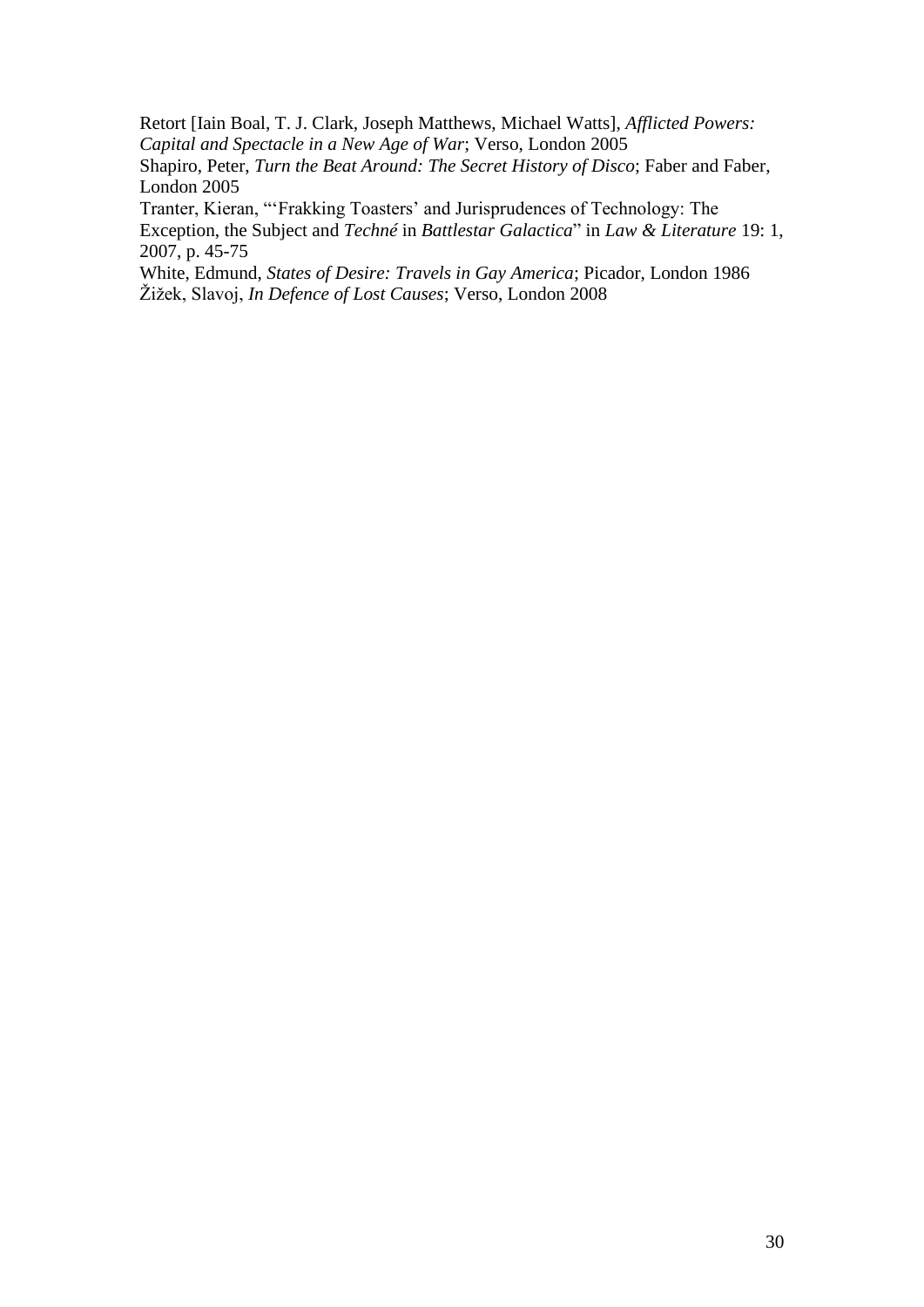Retort [Iain Boal, T. J. Clark, Joseph Matthews, Michael Watts], *Afflicted Powers: Capital and Spectacle in a New Age of War*; Verso, London 2005

Shapiro, Peter, *Turn the Beat Around: The Secret History of Disco*; Faber and Faber, London 2005

Tranter, Kieran, "'Frakking Toasters' and Jurisprudences of Technology: The Exception, the Subject and *Techné* in *Battlestar Galactica*" in *Law & Literature* 19: 1, 2007, p. 45-75

White, Edmund, *States of Desire: Travels in Gay America*; Picador, London 1986

Žižek, Slavoj, *In Defence of Lost Causes*; Verso, London 2008